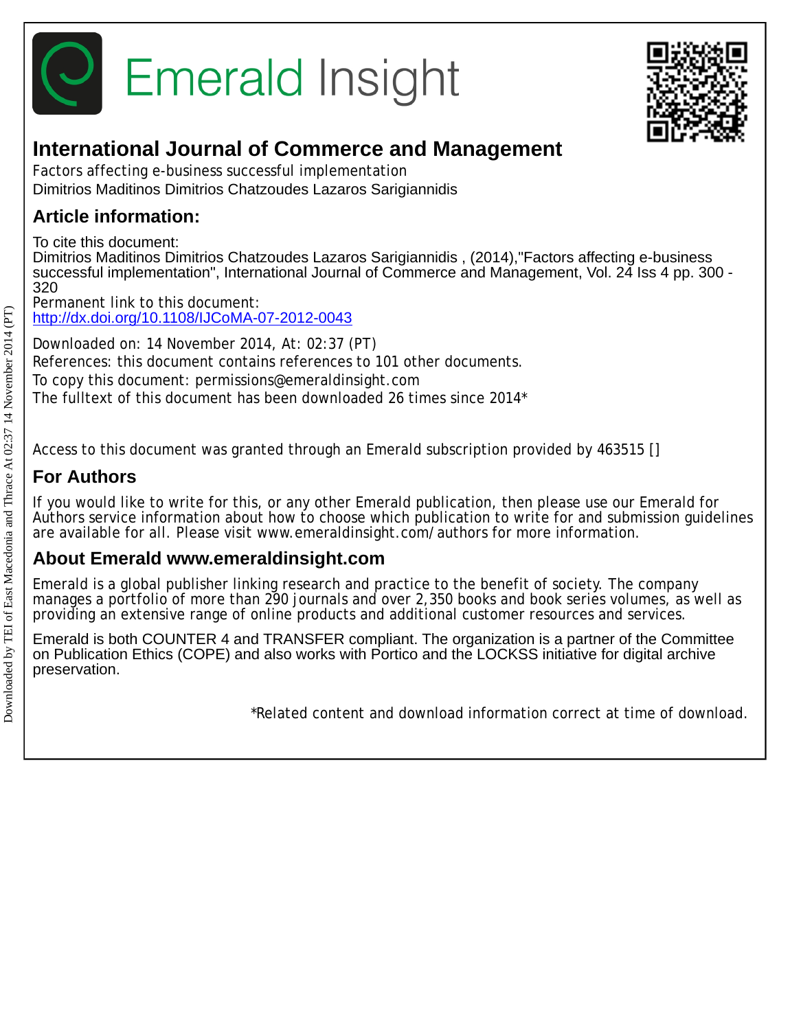Emerald Insight

# International Journal of Commerce and Management

Factors affecting e-business successful implementation

Dimitrios Maditinos Dimitrios Chatzoudes Lazaros Sarigiannidis

## Article information:

To cite this document:
Dimitrios Maditinos Dimitrios Chatzoudes Lazaros Sarigiannidis , (2014),"Factors affecting e-business successful implementation", International Journal of Commerce and Management, Vol. 24 Iss 4 pp. 300 - 320

Permanent link to this document:
http://dx.doi.org/10.1108/IJCoMA-07-2012-0043

Downloaded on: 14 November 2014, At: 02:37 (PT)

References: this document contains references to 101 other documents.

To copy this document: permissions@emeraldinsight.com

The fulltext of this document has been downloaded 26 times since 2014*

Access to this document was granted through an Emerald subscription provided by 463515 []

## For Authors

If you would like to write for this, or any other Emerald publication, then please use our Emerald for Authors service information about how to choose which publication to write for and submission guidelines are available for all. Please visit www.emeraldinsight.com/authors for more information.

## About Emerald www.emeraldinsight.com

Emerald is a global publisher linking research and practice to the benefit of society. The company manages a portfolio of more than 290 journals and over 2,350 books and book series volumes, as well as providing an extensive range of online products and additional customer resources and services.

Emerald is both COUNTER 4 and TRANSFER compliant. The organization is a partner of the Committee on Publication Ethics (COPE) and also works with Portico and the LOCKSS initiative for digital archive preservation.

*Related content and download information correct at time of download.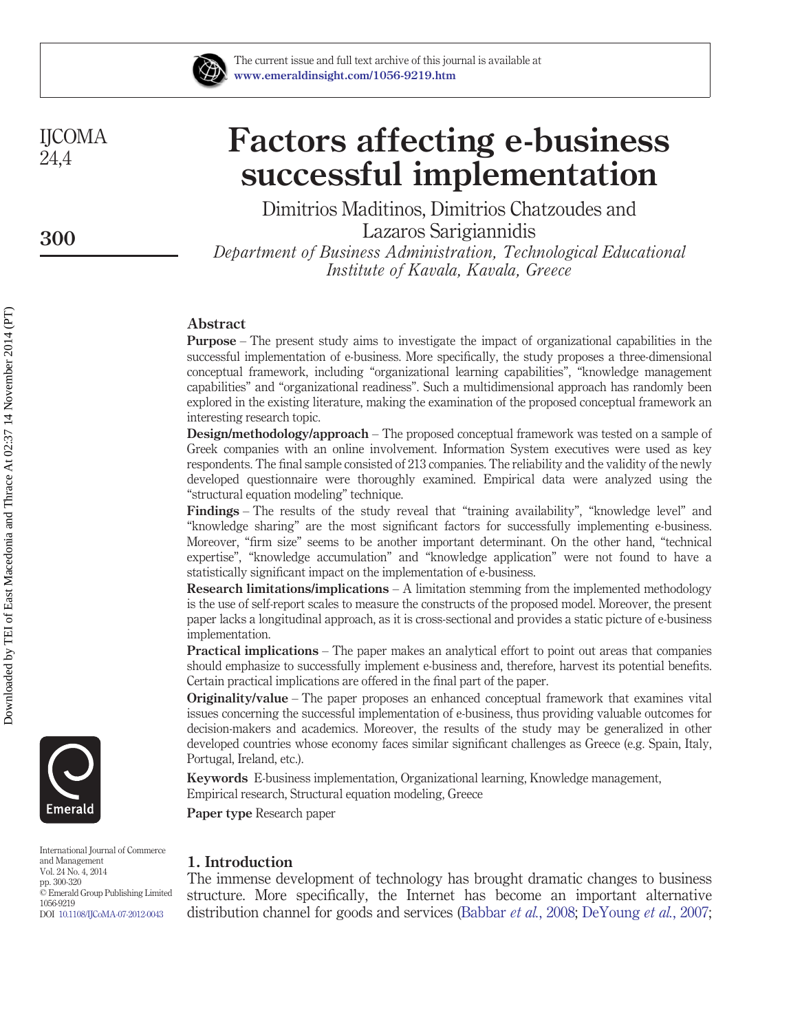# Factors affecting e-business successful implementation

Dimitrios Maditinos, Dimitrios Chatzoudes and Lazaros Sarigiannidis

*Department of Business Administration, Technological Educational Institute of Kavala, Kavala, Greece*

## Abstract

**Purpose** – The present study aims to investigate the impact of organizational capabilities in the successful implementation of e-business. More specifically, the study proposes a three-dimensional conceptual framework, including "organizational learning capabilities", "knowledge management capabilities" and "organizational readiness". Such a multidimensional approach has randomly been explored in the existing literature, making the examination of the proposed conceptual framework an interesting research topic.

**Design/methodology/approach** – The proposed conceptual framework was tested on a sample of Greek companies with an online involvement. Information System executives were used as key respondents. The final sample consisted of 213 companies. The reliability and the validity of the newly developed questionnaire were thoroughly examined. Empirical data were analyzed using the "structural equation modeling" technique.

**Findings** – The results of the study reveal that "training availability", "knowledge level" and "knowledge sharing" are the most significant factors for successfully implementing e-business. Moreover, "firm size" seems to be another important determinant. On the other hand, "technical expertise", "knowledge accumulation" and "knowledge application" were not found to have a statistically significant impact on the implementation of e-business.

**Research limitations/implications** – A limitation stemming from the implemented methodology is the use of self-report scales to measure the constructs of the proposed model. Moreover, the present paper lacks a longitudinal approach, as it is cross-sectional and provides a static picture of e-business implementation.

**Practical implications** – The paper makes an analytical effort to point out areas that companies should emphasize to successfully implement e-business and, therefore, harvest its potential benefits. Certain practical implications are offered in the final part of the paper.

**Originality/value** – The paper proposes an enhanced conceptual framework that examines vital issues concerning the successful implementation of e-business, thus providing valuable outcomes for decision-makers and academics. Moreover, the results of the study may be generalized in other developed countries whose economy faces similar significant challenges as Greece (e.g. Spain, Italy, Portugal, Ireland, etc.).

**Keywords** E-business implementation, Organizational learning, Knowledge management, Empirical research, Structural equation modeling, Greece

**Paper type** Research paper

## 1. Introduction

The immense development of technology has brought dramatic changes to business structure. More specifically, the Internet has become an important alternative distribution channel for goods and services (Babbar *et al.*, 2008; DeYoung *et al.*, 2007;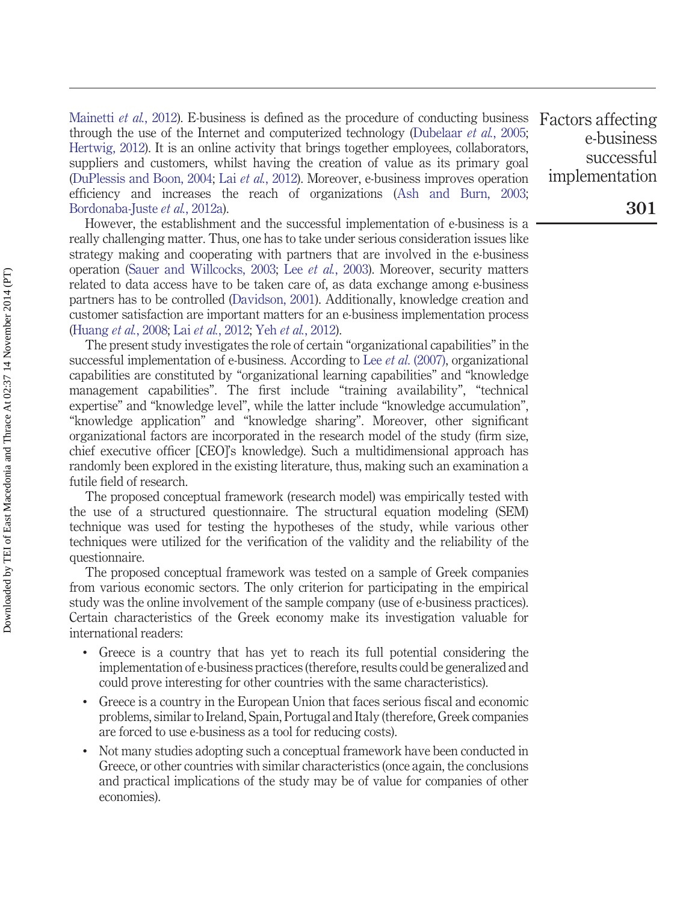Mainetti *et al.*, 2012). E-business is defined as the procedure of conducting business through the use of the Internet and computerized technology (Dubelaar *et al.*, 2005; Hertwig, 2012). It is an online activity that brings together employees, collaborators, suppliers and customers, whilst having the creation of value as its primary goal (DuPlessis and Boon, 2004; Lai *et al.*, 2012). Moreover, e-business improves operation efficiency and increases the reach of organizations (Ash and Burn, 2003; Bordonaba-Juste *et al.*, 2012a).

However, the establishment and the successful implementation of e-business is a really challenging matter. Thus, one has to take under serious consideration issues like strategy making and cooperating with partners that are involved in the e-business operation (Sauer and Willcocks, 2003; Lee *et al.*, 2003). Moreover, security matters related to data access have to be taken care of, as data exchange among e-business partners has to be controlled (Davidson, 2001). Additionally, knowledge creation and customer satisfaction are important matters for an e-business implementation process (Huang *et al.*, 2008; Lai *et al.*, 2012; Yeh *et al.*, 2012).

The present study investigates the role of certain "organizational capabilities" in the successful implementation of e-business. According to Lee *et al.* (2007), organizational capabilities are constituted by "organizational learning capabilities" and "knowledge management capabilities". The first include "training availability", "technical expertise" and "knowledge level", while the latter include "knowledge accumulation", "knowledge application" and "knowledge sharing". Moreover, other significant organizational factors are incorporated in the research model of the study (firm size, chief executive officer [CEO]'s knowledge). Such a multidimensional approach has randomly been explored in the existing literature, thus, making such an examination a futile field of research.

The proposed conceptual framework (research model) was empirically tested with the use of a structured questionnaire. The structural equation modeling (SEM) technique was used for testing the hypotheses of the study, while various other techniques were utilized for the verification of the validity and the reliability of the questionnaire.

The proposed conceptual framework was tested on a sample of Greek companies from various economic sectors. The only criterion for participating in the empirical study was the online involvement of the sample company (use of e-business practices). Certain characteristics of the Greek economy make its investigation valuable for international readers:

- Greece is a country that has yet to reach its full potential considering the implementation of e-business practices (therefore, results could be generalized and could prove interesting for other countries with the same characteristics).
- Greece is a country in the European Union that faces serious fiscal and economic problems, similar to Ireland, Spain, Portugal and Italy (therefore, Greek companies are forced to use e-business as a tool for reducing costs).
- Not many studies adopting such a conceptual framework have been conducted in Greece, or other countries with similar characteristics (once again, the conclusions and practical implications of the study may be of value for companies of other economies).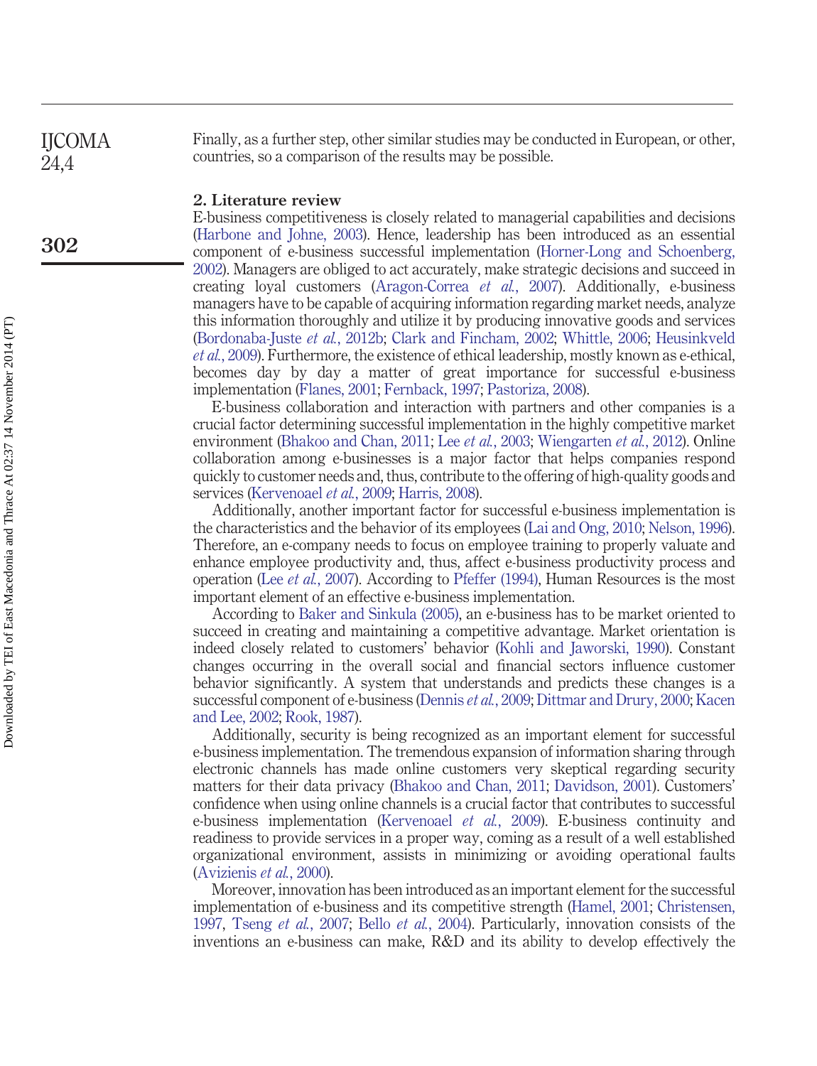Finally, as a further step, other similar studies may be conducted in European, or other, countries, so a comparison of the results may be possible.

## 2. Literature review

E-business competitiveness is closely related to managerial capabilities and decisions (Harbone and Johne, 2003). Hence, leadership has been introduced as an essential component of e-business successful implementation (Horner-Long and Schoenberg, 2002). Managers are obliged to act accurately, make strategic decisions and succeed in creating loyal customers (Aragon-Correa *et al.*, 2007). Additionally, e-business managers have to be capable of acquiring information regarding market needs, analyze this information thoroughly and utilize it by producing innovative goods and services (Bordonaba-Juste *et al.*, 2012b; Clark and Fincham, 2002; Whittle, 2006; Heusinkveld *et al.*, 2009). Furthermore, the existence of ethical leadership, mostly known as e-ethical, becomes day by day a matter of great importance for successful e-business implementation (Flanes, 2001; Fernback, 1997; Pastoriza, 2008).

E-business collaboration and interaction with partners and other companies is a crucial factor determining successful implementation in the highly competitive market environment (Bhakoo and Chan, 2011; Lee *et al.*, 2003; Wiengarten *et al.*, 2012). Online collaboration among e-businesses is a major factor that helps companies respond quickly to customer needs and, thus, contribute to the offering of high-quality goods and services (Kervenoael *et al.*, 2009; Harris, 2008).

Additionally, another important factor for successful e-business implementation is the characteristics and the behavior of its employees (Lai and Ong, 2010; Nelson, 1996). Therefore, an e-company needs to focus on employee training to properly valuate and enhance employee productivity and, thus, affect e-business productivity process and operation (Lee *et al.*, 2007). According to Pfeffer (1994), Human Resources is the most important element of an effective e-business implementation.

According to Baker and Sinkula (2005), an e-business has to be market oriented to succeed in creating and maintaining a competitive advantage. Market orientation is indeed closely related to customers' behavior (Kohli and Jaworski, 1990). Constant changes occurring in the overall social and financial sectors influence customer behavior significantly. A system that understands and predicts these changes is a successful component of e-business (Dennis *et al.*, 2009; Dittmar and Drury, 2000; Kacen and Lee, 2002; Rook, 1987).

Additionally, security is being recognized as an important element for successful e-business implementation. The tremendous expansion of information sharing through electronic channels has made online customers very skeptical regarding security matters for their data privacy (Bhakoo and Chan, 2011; Davidson, 2001). Customers' confidence when using online channels is a crucial factor that contributes to successful e-business implementation (Kervenoael *et al.*, 2009). E-business continuity and readiness to provide services in a proper way, coming as a result of a well established organizational environment, assists in minimizing or avoiding operational faults (Avizienis *et al.*, 2000).

Moreover, innovation has been introduced as an important element for the successful implementation of e-business and its competitive strength (Hamel, 2001; Christensen, 1997, Tseng *et al.*, 2007; Bello *et al.*, 2004). Particularly, innovation consists of the inventions an e-business can make, R&D and its ability to develop effectively the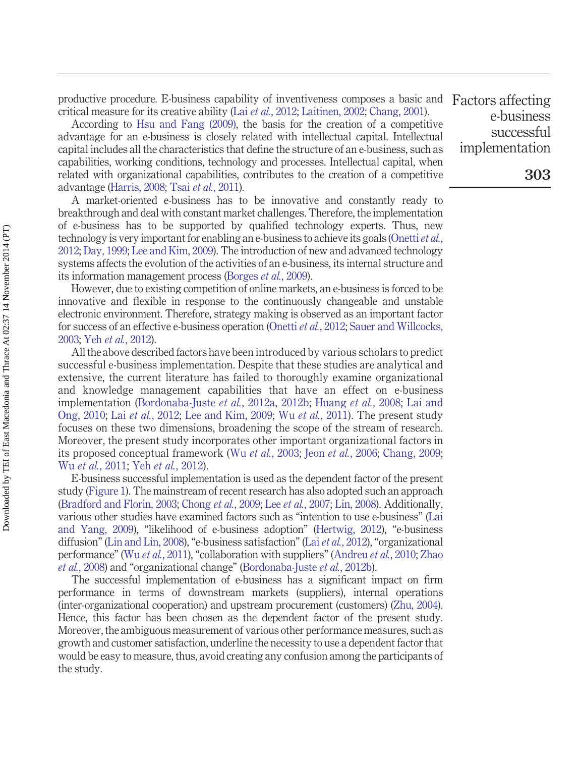productive procedure. E-business capability of inventiveness composes a basic and critical measure for its creative ability (Lai *et al.*, 2012; Laitinen, 2002; Chang, 2001).

According to Hsu and Fang (2009), the basis for the creation of a competitive advantage for an e-business is closely related with intellectual capital. Intellectual capital includes all the characteristics that define the structure of an e-business, such as capabilities, working conditions, technology and processes. Intellectual capital, when related with organizational capabilities, contributes to the creation of a competitive advantage (Harris, 2008; Tsai *et al.*, 2011).

A market-oriented e-business has to be innovative and constantly ready to breakthrough and deal with constant market challenges. Therefore, the implementation of e-business has to be supported by qualified technology experts. Thus, new technology is very important for enabling an e-business to achieve its goals (Onetti *et al.*, 2012; Day, 1999; Lee and Kim, 2009). The introduction of new and advanced technology systems affects the evolution of the activities of an e-business, its internal structure and its information management process (Borges *et al.*, 2009).

However, due to existing competition of online markets, an e-business is forced to be innovative and flexible in response to the continuously changeable and unstable electronic environment. Therefore, strategy making is observed as an important factor for success of an effective e-business operation (Onetti *et al.*, 2012; Sauer and Willcocks, 2003; Yeh *et al.*, 2012).

All the above described factors have been introduced by various scholars to predict successful e-business implementation. Despite that these studies are analytical and extensive, the current literature has failed to thoroughly examine organizational and knowledge management capabilities that have an effect on e-business implementation (Bordonaba-Juste *et al.*, 2012a, 2012b; Huang *et al.*, 2008; Lai and Ong, 2010; Lai *et al.*, 2012; Lee and Kim, 2009; Wu *et al.*, 2011). The present study focuses on these two dimensions, broadening the scope of the stream of research. Moreover, the present study incorporates other important organizational factors in its proposed conceptual framework (Wu *et al.*, 2003; Jeon *et al.*, 2006; Chang, 2009; Wu *et al.*, 2011; Yeh *et al.*, 2012).

E-business successful implementation is used as the dependent factor of the present study (Figure 1). The mainstream of recent research has also adopted such an approach (Bradford and Florin, 2003; Chong *et al.*, 2009; Lee *et al.*, 2007; Lin, 2008). Additionally, various other studies have examined factors such as "intention to use e-business" (Lai and Yang, 2009), "likelihood of e-business adoption" (Hertwig, 2012), "e-business diffusion" (Lin and Lin, 2008), "e-business satisfaction" (Lai *et al.*, 2012), "organizational performance" (Wu *et al.*, 2011), "collaboration with suppliers" (Andreu *et al.*, 2010; Zhao *et al.*, 2008) and "organizational change" (Bordonaba-Juste *et al.*, 2012b).

The successful implementation of e-business has a significant impact on firm performance in terms of downstream markets (suppliers), internal operations (inter-organizational cooperation) and upstream procurement (customers) (Zhu, 2004). Hence, this factor has been chosen as the dependent factor of the present study. Moreover, the ambiguous measurement of various other performance measures, such as growth and customer satisfaction, underline the necessity to use a dependent factor that would be easy to measure, thus, avoid creating any confusion among the participants of the study.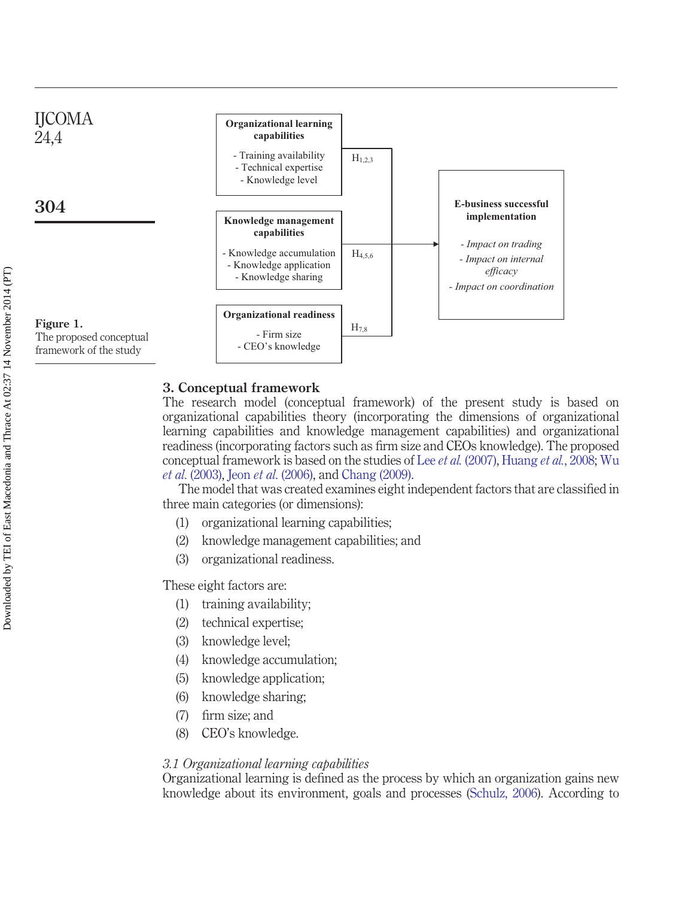Organizational learning capabilities

- Training availability
- Technical expertise
- Knowledge level

$H_{1,2,3}$

Knowledge management capabilities

- Knowledge accumulation
- Knowledge application
- Knowledge sharing

$H_{4,5,6}$

Organizational readiness

- Firm size
- CEO's knowledge

$H_{7,8}$

E-business successful implementation

- *Impact on trading*
- *Impact on internal efficacy*
- *Impact on coordination*

**Figure 1.** The proposed conceptual framework of the study

## 3. Conceptual framework

The research model (conceptual framework) of the present study is based on organizational capabilities theory (incorporating the dimensions of organizational learning capabilities and knowledge management capabilities) and organizational readiness (incorporating factors such as firm size and CEOs knowledge). The proposed conceptual framework is based on the studies of Lee *et al.* (2007), Huang *et al.*, 2008; Wu *et al.* (2003), Jeon *et al.* (2006), and Chang (2009).

The model that was created examines eight independent factors that are classified in three main categories (or dimensions):

(1) organizational learning capabilities;

(2) knowledge management capabilities; and

(3) organizational readiness.

These eight factors are:

(1) training availability;

(2) technical expertise;

(3) knowledge level;

(4) knowledge accumulation;

(5) knowledge application;

(6) knowledge sharing;

(7) firm size; and

(8) CEO's knowledge.

### *3.1 Organizational learning capabilities*

Organizational learning is defined as the process by which an organization gains new knowledge about its environment, goals and processes (Schulz, 2006). According to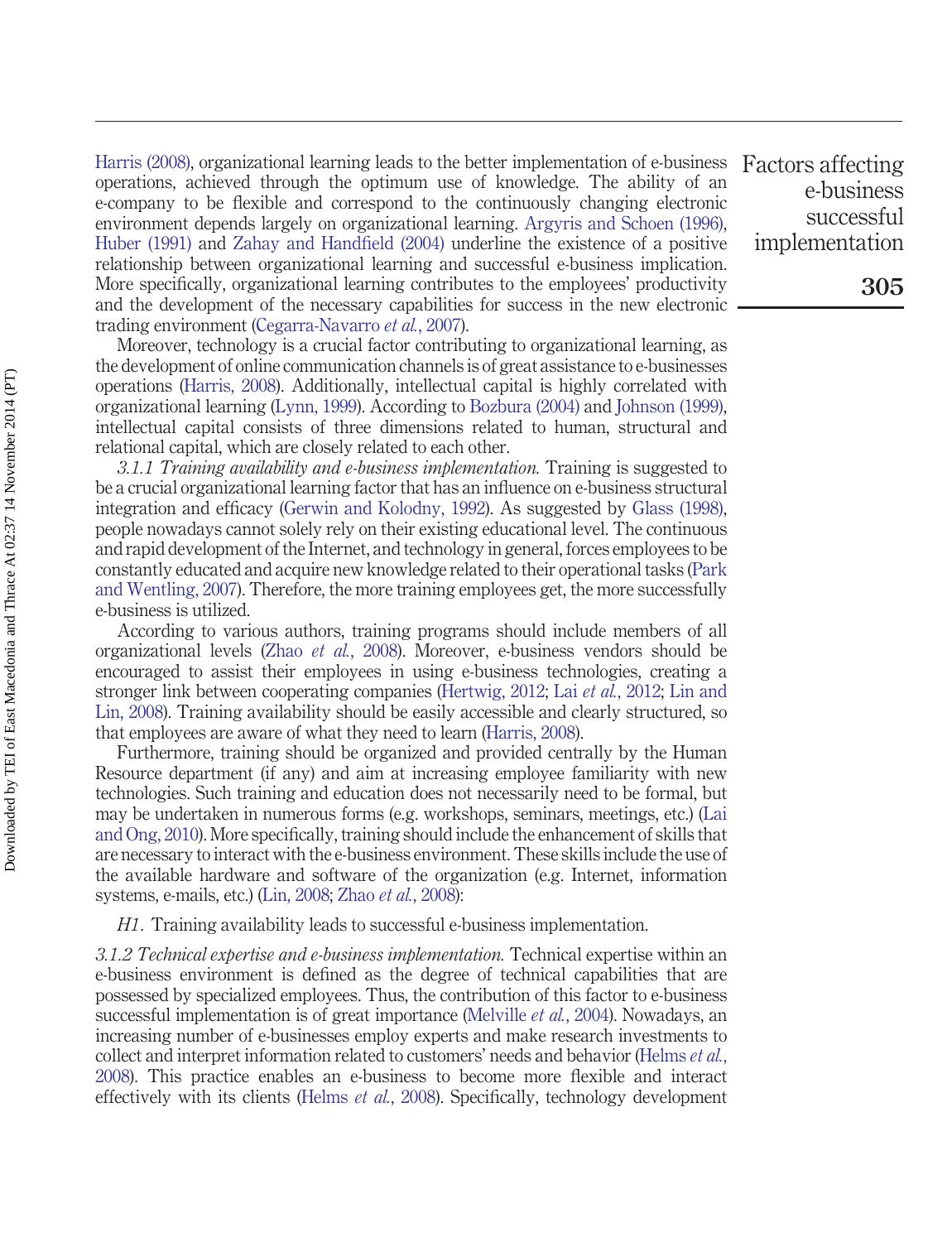Harris (2008), organizational learning leads to the better implementation of e-business operations, achieved through the optimum use of knowledge. The ability of an e-company to be flexible and correspond to the continuously changing electronic environment depends largely on organizational learning. Argyris and Schoen (1996), Huber (1991) and Zahay and Handfield (2004) underline the existence of a positive relationship between organizational learning and successful e-business implication. More specifically, organizational learning contributes to the employees' productivity and the development of the necessary capabilities for success in the new electronic trading environment (Cegarra-Navarro *et al.*, 2007).

Moreover, technology is a crucial factor contributing to organizational learning, as the development of online communication channels is of great assistance to e-businesses operations (Harris, 2008). Additionally, intellectual capital is highly correlated with organizational learning (Lynn, 1999). According to Bozbura (2004) and Johnson (1999), intellectual capital consists of three dimensions related to human, structural and relational capital, which are closely related to each other.

*3.1.1 Training availability and e-business implementation.* Training is suggested to be a crucial organizational learning factor that has an influence on e-business structural integration and efficacy (Gerwin and Kolodny, 1992). As suggested by Glass (1998), people nowadays cannot solely rely on their existing educational level. The continuous and rapid development of the Internet, and technology in general, forces employees to be constantly educated and acquire new knowledge related to their operational tasks (Park and Wentling, 2007). Therefore, the more training employees get, the more successfully e-business is utilized.

According to various authors, training programs should include members of all organizational levels (Zhao *et al.*, 2008). Moreover, e-business vendors should be encouraged to assist their employees in using e-business technologies, creating a stronger link between cooperating companies (Hertwig, 2012; Lai *et al.*, 2012; Lin and Lin, 2008). Training availability should be easily accessible and clearly structured, so that employees are aware of what they need to learn (Harris, 2008).

Furthermore, training should be organized and provided centrally by the Human Resource department (if any) and aim at increasing employee familiarity with new technologies. Such training and education does not necessarily need to be formal, but may be undertaken in numerous forms (e.g. workshops, seminars, meetings, etc.) (Lai and Ong, 2010). More specifically, training should include the enhancement of skills that are necessary to interact with the e-business environment. These skills include the use of the available hardware and software of the organization (e.g. Internet, information systems, e-mails, etc.) (Lin, 2008; Zhao *et al.*, 2008):

*H1*. Training availability leads to successful e-business implementation.

*3.1.2 Technical expertise and e-business implementation.* Technical expertise within an e-business environment is defined as the degree of technical capabilities that are possessed by specialized employees. Thus, the contribution of this factor to e-business successful implementation is of great importance (Melville *et al.*, 2004). Nowadays, an increasing number of e-businesses employ experts and make research investments to collect and interpret information related to customers' needs and behavior (Helms *et al.*, 2008). This practice enables an e-business to become more flexible and interact effectively with its clients (Helms *et al.*, 2008). Specifically, technology development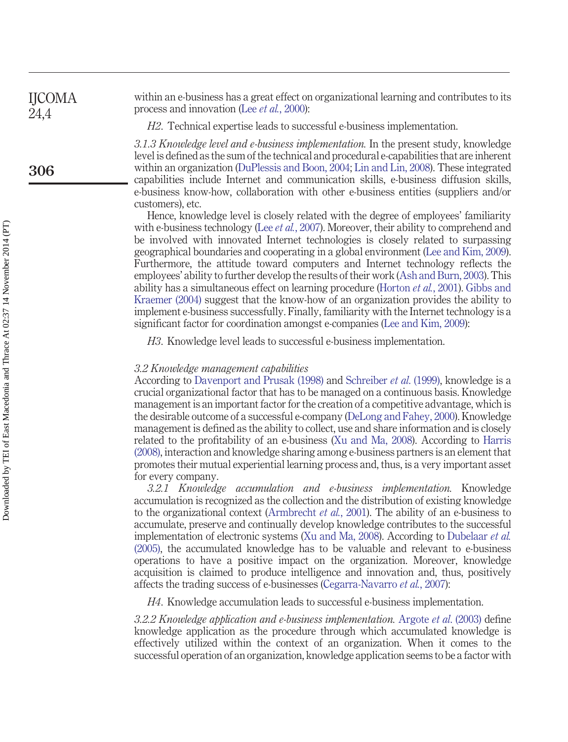within an e-business has a great effect on organizational learning and contributes to its process and innovation (Lee *et al.*, 2000):

*H2*. Technical expertise leads to successful e-business implementation.

*3.1.3 Knowledge level and e-business implementation.* In the present study, knowledge level is defined as the sum of the technical and procedural e-capabilities that are inherent within an organization (DuPlessis and Boon, 2004; Lin and Lin, 2008). These integrated capabilities include Internet and communication skills, e-business diffusion skills, e-business know-how, collaboration with other e-business entities (suppliers and/or customers), etc.

Hence, knowledge level is closely related with the degree of employees' familiarity with e-business technology (Lee *et al.*, 2007). Moreover, their ability to comprehend and be involved with innovated Internet technologies is closely related to surpassing geographical boundaries and cooperating in a global environment (Lee and Kim, 2009). Furthermore, the attitude toward computers and Internet technology reflects the employees' ability to further develop the results of their work (Ash and Burn, 2003). This ability has a simultaneous effect on learning procedure (Horton *et al.*, 2001). Gibbs and Kraemer (2004) suggest that the know-how of an organization provides the ability to implement e-business successfully. Finally, familiarity with the Internet technology is a significant factor for coordination amongst e-companies (Lee and Kim, 2009):

*H3*. Knowledge level leads to successful e-business implementation.

### *3.2 Knowledge management capabilities*

According to Davenport and Prusak (1998) and Schreiber *et al.* (1999), knowledge is a crucial organizational factor that has to be managed on a continuous basis. Knowledge management is an important factor for the creation of a competitive advantage, which is the desirable outcome of a successful e-company (DeLong and Fahey, 2000). Knowledge management is defined as the ability to collect, use and share information and is closely related to the profitability of an e-business (Xu and Ma, 2008). According to Harris (2008), interaction and knowledge sharing among e-business partners is an element that promotes their mutual experiential learning process and, thus, is a very important asset for every company.

*3.2.1 Knowledge accumulation and e-business implementation.* Knowledge accumulation is recognized as the collection and the distribution of existing knowledge to the organizational context (Armbrecht *et al.*, 2001). The ability of an e-business to accumulate, preserve and continually develop knowledge contributes to the successful implementation of electronic systems (Xu and Ma, 2008). According to Dubelaar *et al.* (2005), the accumulated knowledge has to be valuable and relevant to e-business operations to have a positive impact on the organization. Moreover, knowledge acquisition is claimed to produce intelligence and innovation and, thus, positively affects the trading success of e-businesses (Cegarra-Navarro *et al.*, 2007):

*H4*. Knowledge accumulation leads to successful e-business implementation.

*3.2.2 Knowledge application and e-business implementation.* Argote *et al.* (2003) define knowledge application as the procedure through which accumulated knowledge is effectively utilized within the context of an organization. When it comes to the successful operation of an organization, knowledge application seems to be a factor with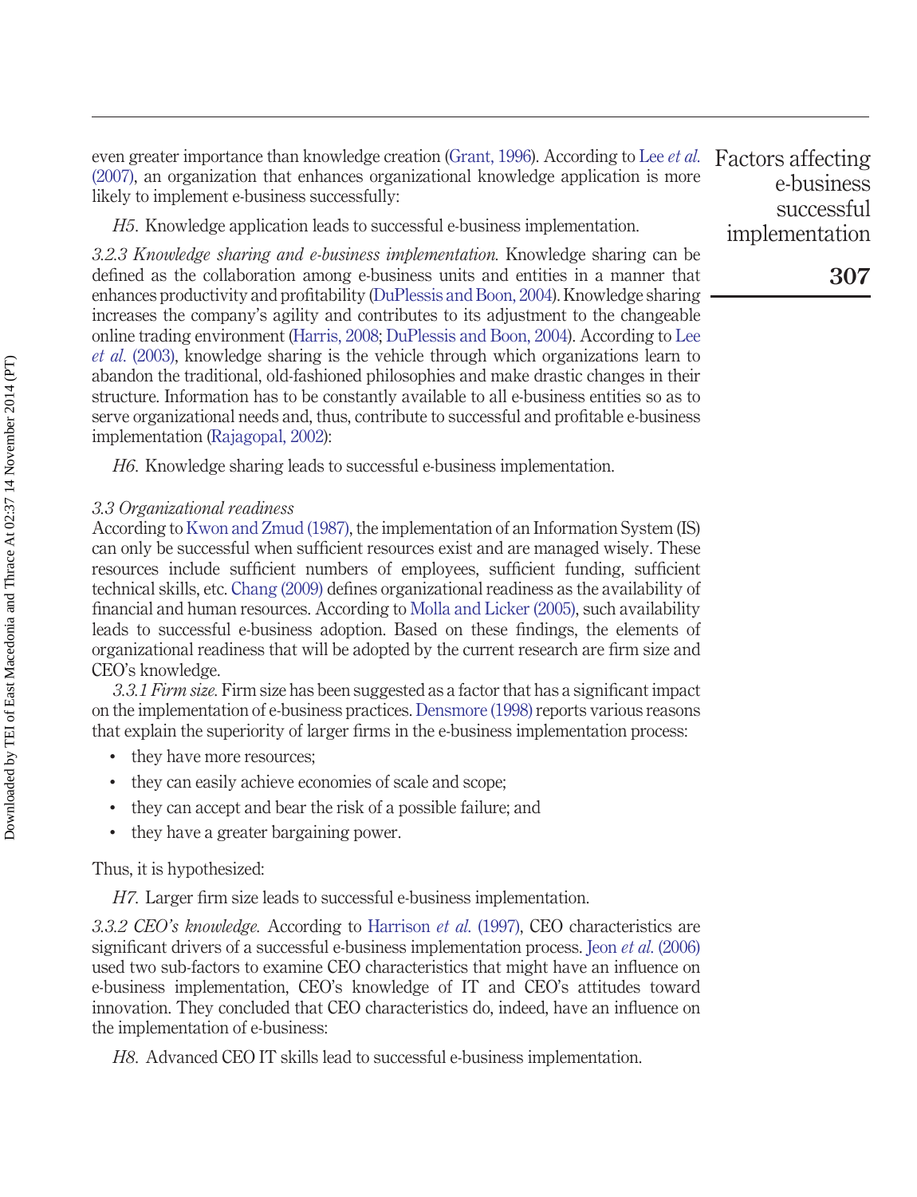even greater importance than knowledge creation (Grant, 1996). According to Lee *et al.* (2007), an organization that enhances organizational knowledge application is more likely to implement e-business successfully:

*H5.* Knowledge application leads to successful e-business implementation.

*3.2.3 Knowledge sharing and e-business implementation.* Knowledge sharing can be defined as the collaboration among e-business units and entities in a manner that enhances productivity and profitability (DuPlessis and Boon, 2004). Knowledge sharing increases the company's agility and contributes to its adjustment to the changeable online trading environment (Harris, 2008; DuPlessis and Boon, 2004). According to Lee *et al.* (2003), knowledge sharing is the vehicle through which organizations learn to abandon the traditional, old-fashioned philosophies and make drastic changes in their structure. Information has to be constantly available to all e-business entities so as to serve organizational needs and, thus, contribute to successful and profitable e-business implementation (Rajagopal, 2002):

*H6.* Knowledge sharing leads to successful e-business implementation.

### *3.3 Organizational readiness*

According to Kwon and Zmud (1987), the implementation of an Information System (IS) can only be successful when sufficient resources exist and are managed wisely. These resources include sufficient numbers of employees, sufficient funding, sufficient technical skills, etc. Chang (2009) defines organizational readiness as the availability of financial and human resources. According to Molla and Licker (2005), such availability leads to successful e-business adoption. Based on these findings, the elements of organizational readiness that will be adopted by the current research are firm size and CEO's knowledge.

*3.3.1 Firm size.* Firm size has been suggested as a factor that has a significant impact on the implementation of e-business practices. Densmore (1998) reports various reasons that explain the superiority of larger firms in the e-business implementation process:

- they have more resources;
- they can easily achieve economies of scale and scope;
- they can accept and bear the risk of a possible failure; and
- they have a greater bargaining power.

Thus, it is hypothesized:

*H7.* Larger firm size leads to successful e-business implementation.

*3.3.2 CEO's knowledge.* According to Harrison *et al.* (1997), CEO characteristics are significant drivers of a successful e-business implementation process. Jeon *et al.* (2006) used two sub-factors to examine CEO characteristics that might have an influence on e-business implementation, CEO's knowledge of IT and CEO's attitudes toward innovation. They concluded that CEO characteristics do, indeed, have an influence on the implementation of e-business:

*H8.* Advanced CEO IT skills lead to successful e-business implementation.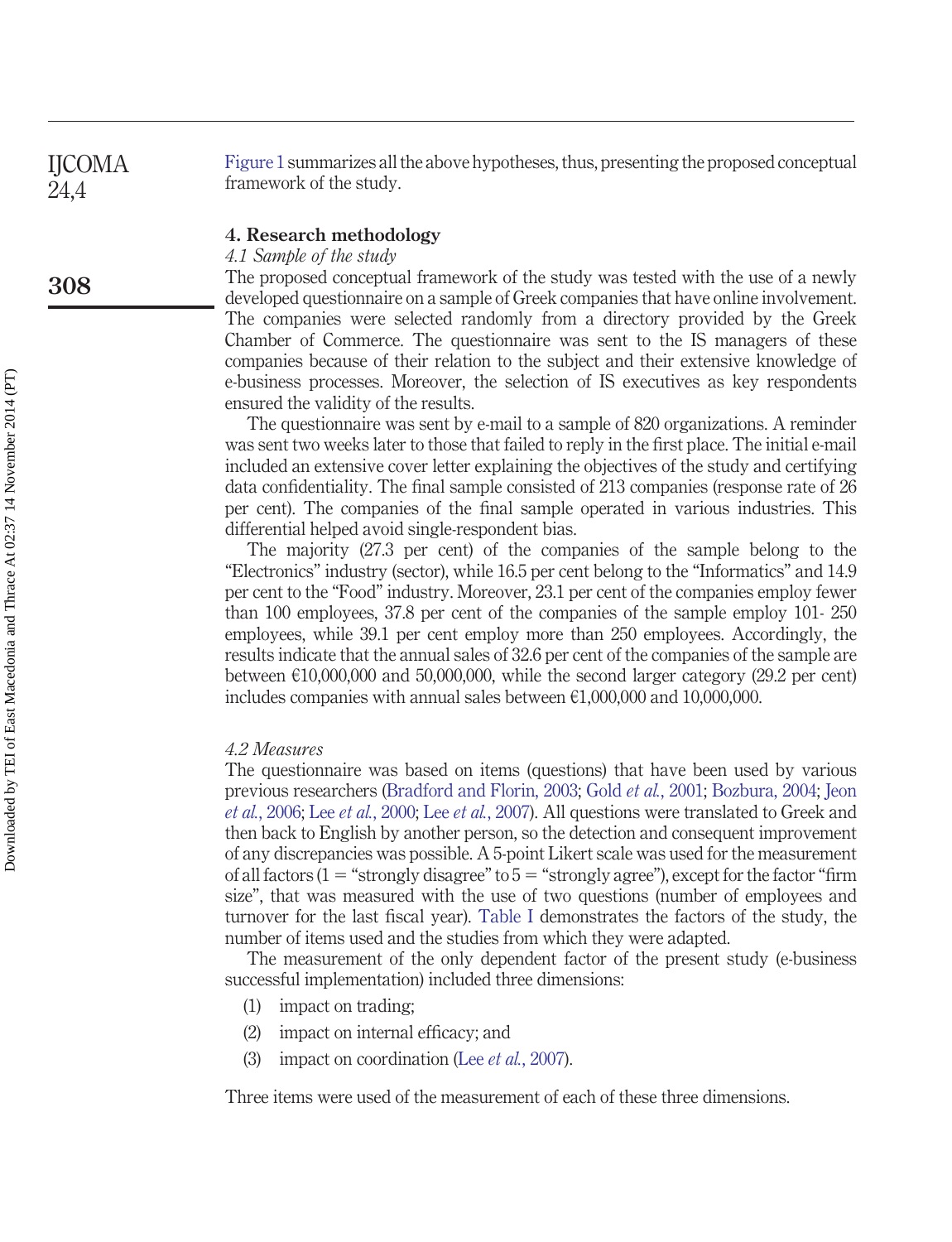Figure 1 summarizes all the above hypotheses, thus, presenting the proposed conceptual framework of the study.

## 4. Research methodology

### *4.1 Sample of the study*

The proposed conceptual framework of the study was tested with the use of a newly developed questionnaire on a sample of Greek companies that have online involvement. The companies were selected randomly from a directory provided by the Greek Chamber of Commerce. The questionnaire was sent to the IS managers of these companies because of their relation to the subject and their extensive knowledge of e-business processes. Moreover, the selection of IS executives as key respondents ensured the validity of the results.

The questionnaire was sent by e-mail to a sample of 820 organizations. A reminder was sent two weeks later to those that failed to reply in the first place. The initial e-mail included an extensive cover letter explaining the objectives of the study and certifying data confidentiality. The final sample consisted of 213 companies (response rate of 26 per cent). The companies of the final sample operated in various industries. This differential helped avoid single-respondent bias.

The majority (27.3 per cent) of the companies of the sample belong to the "Electronics" industry (sector), while 16.5 per cent belong to the "Informatics" and 14.9 per cent to the "Food" industry. Moreover, 23.1 per cent of the companies employ fewer than 100 employees, 37.8 per cent of the companies of the sample employ 101- 250 employees, while 39.1 per cent employ more than 250 employees. Accordingly, the results indicate that the annual sales of 32.6 per cent of the companies of the sample are between €10,000,000 and 50,000,000, while the second larger category (29.2 per cent) includes companies with annual sales between €1,000,000 and 10,000,000.

### *4.2 Measures*

The questionnaire was based on items (questions) that have been used by various previous researchers (Bradford and Florin, 2003; Gold *et al.*, 2001; Bozbura, 2004; Jeon *et al.*, 2006; Lee *et al.*, 2000; Lee *et al.*, 2007). All questions were translated to Greek and then back to English by another person, so the detection and consequent improvement of any discrepancies was possible. A 5-point Likert scale was used for the measurement of all factors (1 = "strongly disagree" to 5 = "strongly agree"), except for the factor "firm size", that was measured with the use of two questions (number of employees and turnover for the last fiscal year). Table I demonstrates the factors of the study, the number of items used and the studies from which they were adapted.

The measurement of the only dependent factor of the present study (e-business successful implementation) included three dimensions:

1. impact on trading;
2. impact on internal efficacy; and
3. impact on coordination (Lee *et al.*, 2007).

Three items were used of the measurement of each of these three dimensions.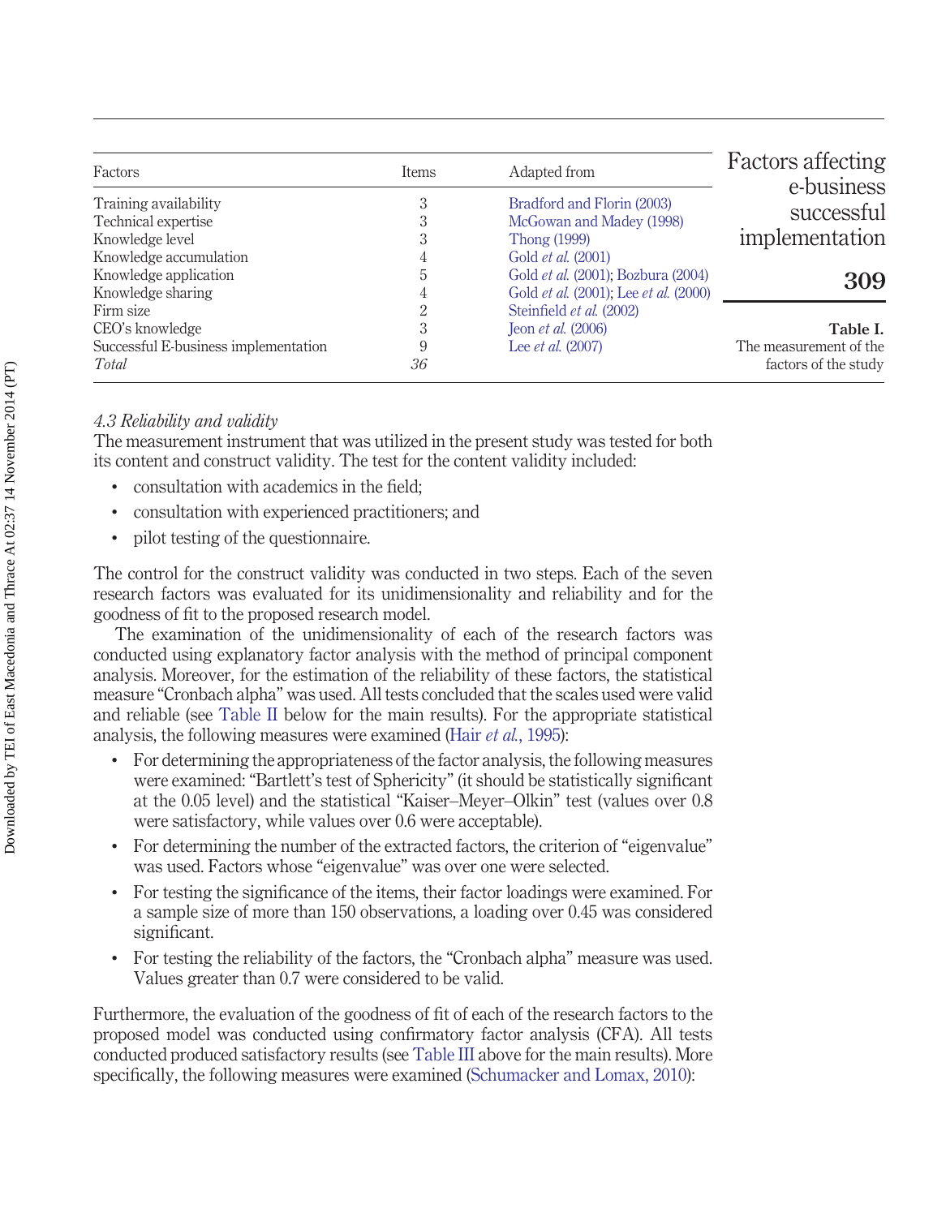**Table I.** The measurement of the factors of the study

| Factors | Items | Adapted from |
|---|---|---|
| Training availability | 3 | Bradford and Florin (2003) |
| Technical expertise | 3 | McGowan and Madey (1998) |
| Knowledge level | 3 | Thong (1999) |
| Knowledge accumulation | 4 | Gold *et al.* (2001) |
| Knowledge application | 5 | Gold *et al.* (2001); Bozbura (2004) |
| Knowledge sharing | 4 | Gold *et al.* (2001); Lee *et al.* (2000) |
| Firm size | 2 | Steinfield *et al.* (2002) |
| CEO's knowledge | 3 | Jeon *et al.* (2006) |
| Successful E-business implementation | 9 | Lee *et al.* (2007) |
| *Total* | *36* | |

### *4.3 Reliability and validity*

The measurement instrument that was utilized in the present study was tested for both its content and construct validity. The test for the content validity included:

- consultation with academics in the field;
- consultation with experienced practitioners; and
- pilot testing of the questionnaire.

The control for the construct validity was conducted in two steps. Each of the seven research factors was evaluated for its unidimensionality and reliability and for the goodness of fit to the proposed research model.

The examination of the unidimensionality of each of the research factors was conducted using explanatory factor analysis with the method of principal component analysis. Moreover, for the estimation of the reliability of these factors, the statistical measure "Cronbach alpha" was used. All tests concluded that the scales used were valid and reliable (see Table II below for the main results). For the appropriate statistical analysis, the following measures were examined (Hair *et al.*, 1995):

- For determining the appropriateness of the factor analysis, the following measures were examined: "Bartlett's test of Sphericity" (it should be statistically significant at the 0.05 level) and the statistical "Kaiser–Meyer–Olkin" test (values over 0.8 were satisfactory, while values over 0.6 were acceptable).
- For determining the number of the extracted factors, the criterion of "eigenvalue" was used. Factors whose "eigenvalue" was over one were selected.
- For testing the significance of the items, their factor loadings were examined. For a sample size of more than 150 observations, a loading over 0.45 was considered significant.
- For testing the reliability of the factors, the "Cronbach alpha" measure was used. Values greater than 0.7 were considered to be valid.

Furthermore, the evaluation of the goodness of fit of each of the research factors to the proposed model was conducted using confirmatory factor analysis (CFA). All tests conducted produced satisfactory results (see Table III above for the main results). More specifically, the following measures were examined (Schumacker and Lomax, 2010):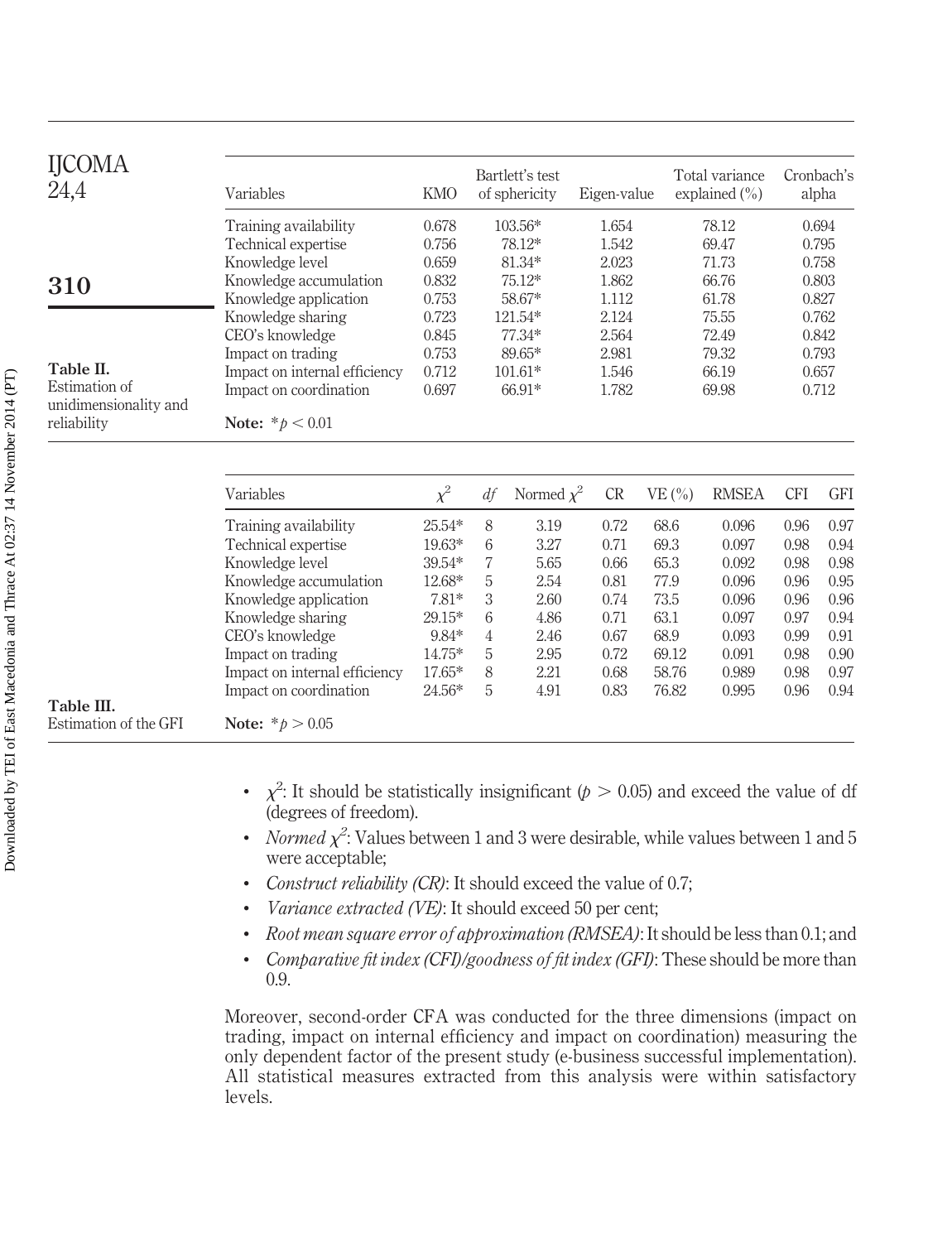**Table II.** Estimation of unidimensionality and reliability

| Variables | KMO | Bartlett's test of sphericity | Eigen-value | Total variance explained (%) | Cronbach's alpha |
|---|---|---|---|---|---|
| Training availability | 0.678 | 103.56* | 1.654 | 78.12 | 0.694 |
| Technical expertise | 0.756 | 78.12* | 1.542 | 69.47 | 0.795 |
| Knowledge level | 0.659 | 81.34* | 2.023 | 71.73 | 0.758 |
| Knowledge accumulation | 0.832 | 75.12* | 1.862 | 66.76 | 0.803 |
| Knowledge application | 0.753 | 58.67* | 1.112 | 61.78 | 0.827 |
| Knowledge sharing | 0.723 | 121.54* | 2.124 | 75.55 | 0.762 |
| CEO's knowledge | 0.845 | 77.34* | 2.564 | 72.49 | 0.842 |
| Impact on trading | 0.753 | 89.65* | 2.981 | 79.32 | 0.793 |
| Impact on internal efficiency | 0.712 | 101.61* | 1.546 | 66.19 | 0.657 |
| Impact on coordination | 0.697 | 66.91* | 1.782 | 69.98 | 0.712 |

**Note:** $*p < 0.01$

**Table III.** Estimation of the GFI

| Variables | $\chi^2$ | *df* | Normed $\chi^2$ | CR | VE (%) | RMSEA | CFI | GFI |
|---|---|---|---|---|---|---|---|---|
| Training availability | 25.54* | 8 | 3.19 | 0.72 | 68.6 | 0.096 | 0.96 | 0.97 |
| Technical expertise | 19.63* | 6 | 3.27 | 0.71 | 69.3 | 0.097 | 0.98 | 0.94 |
| Knowledge level | 39.54* | 7 | 5.65 | 0.66 | 65.3 | 0.092 | 0.98 | 0.98 |
| Knowledge accumulation | 12.68* | 5 | 2.54 | 0.81 | 77.9 | 0.096 | 0.96 | 0.95 |
| Knowledge application | 7.81* | 3 | 2.60 | 0.74 | 73.5 | 0.096 | 0.96 | 0.96 |
| Knowledge sharing | 29.15* | 6 | 4.86 | 0.71 | 63.1 | 0.097 | 0.97 | 0.94 |
| CEO's knowledge | 9.84* | 4 | 2.46 | 0.67 | 68.9 | 0.093 | 0.99 | 0.91 |
| Impact on trading | 14.75* | 5 | 2.95 | 0.72 | 69.12 | 0.091 | 0.98 | 0.90 |
| Impact on internal efficiency | 17.65* | 8 | 2.21 | 0.68 | 58.76 | 0.989 | 0.98 | 0.97 |
| Impact on coordination | 24.56* | 5 | 4.91 | 0.83 | 76.82 | 0.995 | 0.96 | 0.94 |

**Note:** $*p > 0.05$

- $\chi^2$: It should be statistically insignificant ($p > 0.05$) and exceed the value of df (degrees of freedom).
- *Normed* $\chi^2$: Values between 1 and 3 were desirable, while values between 1 and 5 were acceptable;
- *Construct reliability (CR)*: It should exceed the value of 0.7;
- *Variance extracted (VE)*: It should exceed 50 per cent;
- *Root mean square error of approximation (RMSEA)*: It should be less than 0.1; and
- *Comparative fit index (CFI)/goodness of fit index (GFI)*: These should be more than 0.9.

Moreover, second-order CFA was conducted for the three dimensions (impact on trading, impact on internal efficiency and impact on coordination) measuring the only dependent factor of the present study (e-business successful implementation). All statistical measures extracted from this analysis were within satisfactory levels.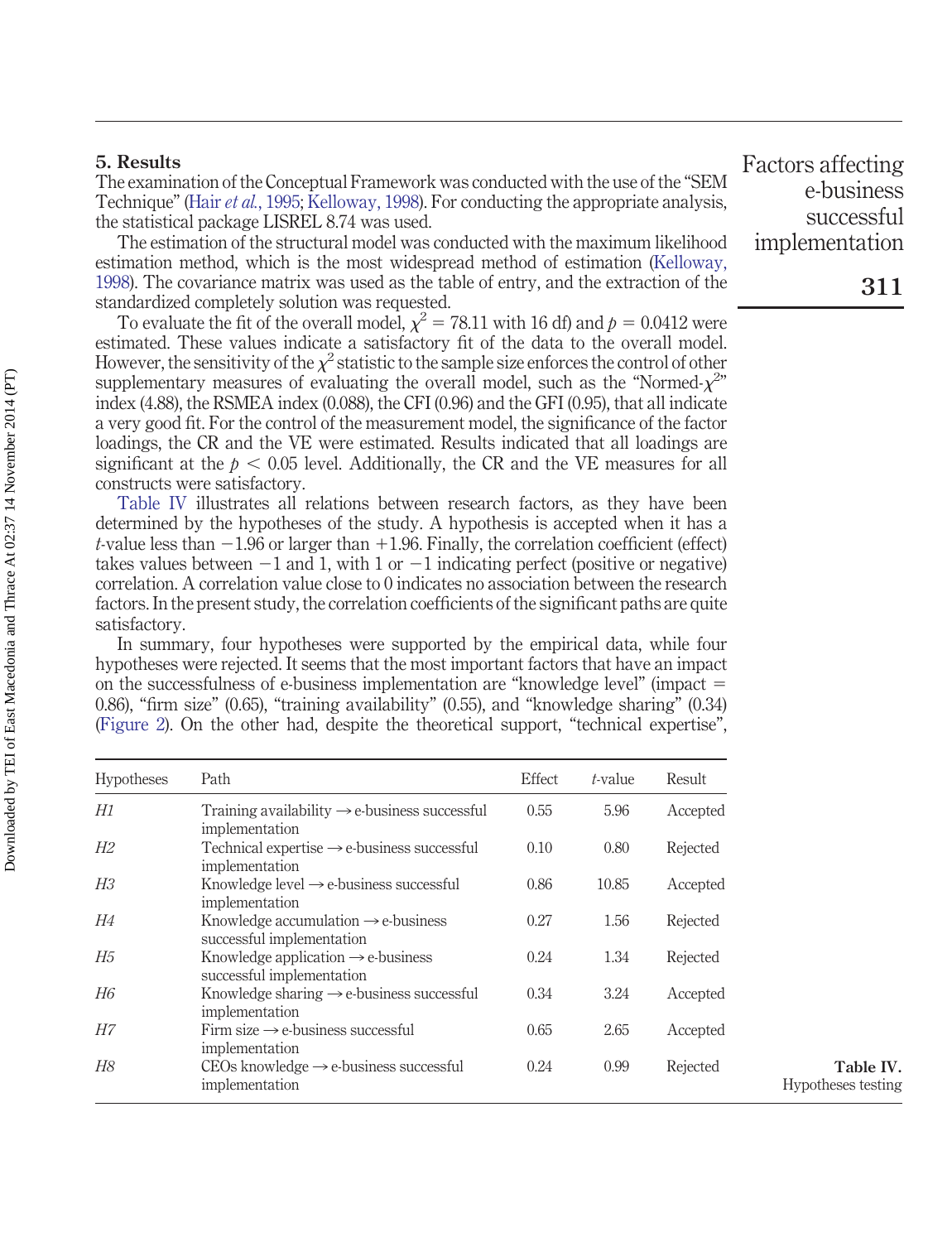## 5. Results

The examination of the Conceptual Framework was conducted with the use of the "SEM Technique" (Hair *et al.*, 1995; Kelloway, 1998). For conducting the appropriate analysis, the statistical package LISREL 8.74 was used.

The estimation of the structural model was conducted with the maximum likelihood estimation method, which is the most widespread method of estimation (Kelloway, 1998). The covariance matrix was used as the table of entry, and the extraction of the standardized completely solution was requested.

To evaluate the fit of the overall model, $\chi^2 = 78.11$ with 16 df) and $p = 0.0412$ were estimated. These values indicate a satisfactory fit of the data to the overall model. However, the sensitivity of the $\chi^2$ statistic to the sample size enforces the control of other supplementary measures of evaluating the overall model, such as the "Normed-$\chi^2$" index (4.88), the RSMEA index (0.088), the CFI (0.96) and the GFI (0.95), that all indicate a very good fit. For the control of the measurement model, the significance of the factor loadings, the CR and the VE were estimated. Results indicated that all loadings are significant at the $p < 0.05$ level. Additionally, the CR and the VE measures for all constructs were satisfactory.

Table IV illustrates all relations between research factors, as they have been determined by the hypotheses of the study. A hypothesis is accepted when it has a *t*-value less than −1.96 or larger than +1.96. Finally, the correlation coefficient (effect) takes values between −1 and 1, with 1 or −1 indicating perfect (positive or negative) correlation. A correlation value close to 0 indicates no association between the research factors. In the present study, the correlation coefficients of the significant paths are quite satisfactory.

In summary, four hypotheses were supported by the empirical data, while four hypotheses were rejected. It seems that the most important factors that have an impact on the successfulness of e-business implementation are "knowledge level" (impact = 0.86), "firm size" (0.65), "training availability" (0.55), and "knowledge sharing" (0.34) (Figure 2). On the other had, despite the theoretical support, "technical expertise",

| Hypotheses | Path | Effect | *t*-value | Result |
|---|---|---|---|---|
| *H1* | Training availability → e-business successful implementation | 0.55 | 5.96 | Accepted |
| *H2* | Technical expertise → e-business successful implementation | 0.10 | 0.80 | Rejected |
| *H3* | Knowledge level → e-business successful implementation | 0.86 | 10.85 | Accepted |
| *H4* | Knowledge accumulation → e-business successful implementation | 0.27 | 1.56 | Rejected |
| *H5* | Knowledge application → e-business successful implementation | 0.24 | 1.34 | Rejected |
| *H6* | Knowledge sharing → e-business successful implementation | 0.34 | 3.24 | Accepted |
| *H7* | Firm size → e-business successful implementation | 0.65 | 2.65 | Accepted |
| *H8* | CEOs knowledge → e-business successful implementation | 0.24 | 0.99 | Rejected |

**Table IV.** Hypotheses testing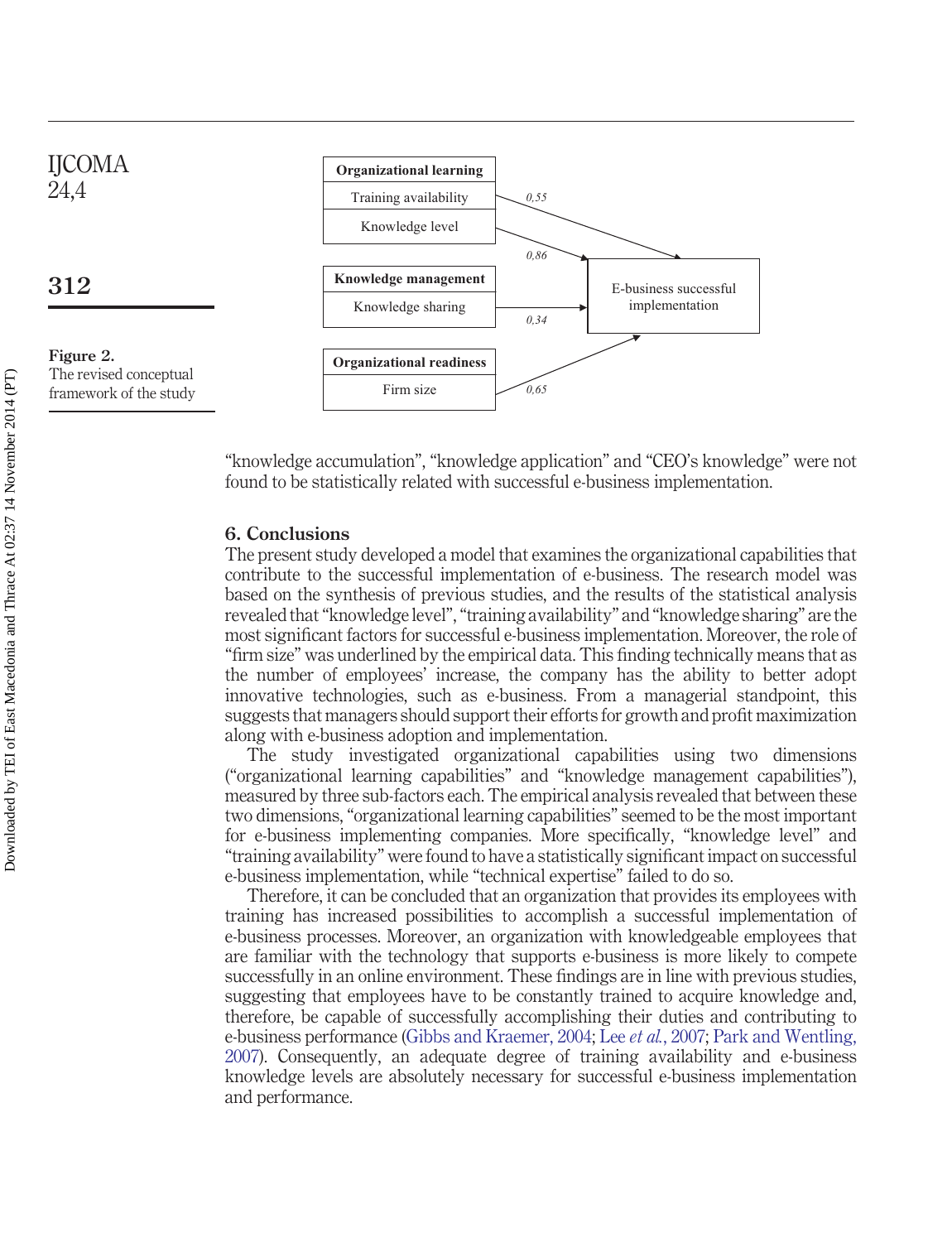Organizational learning

Training availability

Knowledge level

Knowledge management

Knowledge sharing

Organizational readiness

Firm size

E-business successful implementation

0,55

0,86

0,34

0,65

**Figure 2.** The revised conceptual framework of the study

"knowledge accumulation", "knowledge application" and "CEO's knowledge" were not found to be statistically related with successful e-business implementation.

## 6. Conclusions

The present study developed a model that examines the organizational capabilities that contribute to the successful implementation of e-business. The research model was based on the synthesis of previous studies, and the results of the statistical analysis revealed that "knowledge level", "training availability" and "knowledge sharing" are the most significant factors for successful e-business implementation. Moreover, the role of "firm size" was underlined by the empirical data. This finding technically means that as the number of employees' increase, the company has the ability to better adopt innovative technologies, such as e-business. From a managerial standpoint, this suggests that managers should support their efforts for growth and profit maximization along with e-business adoption and implementation.

The study investigated organizational capabilities using two dimensions ("organizational learning capabilities" and "knowledge management capabilities"), measured by three sub-factors each. The empirical analysis revealed that between these two dimensions, "organizational learning capabilities" seemed to be the most important for e-business implementing companies. More specifically, "knowledge level" and "training availability" were found to have a statistically significant impact on successful e-business implementation, while "technical expertise" failed to do so.

Therefore, it can be concluded that an organization that provides its employees with training has increased possibilities to accomplish a successful implementation of e-business processes. Moreover, an organization with knowledgeable employees that are familiar with the technology that supports e-business is more likely to compete successfully in an online environment. These findings are in line with previous studies, suggesting that employees have to be constantly trained to acquire knowledge and, therefore, be capable of successfully accomplishing their duties and contributing to e-business performance (Gibbs and Kraemer, 2004; Lee *et al.*, 2007; Park and Wentling, 2007). Consequently, an adequate degree of training availability and e-business knowledge levels are absolutely necessary for successful e-business implementation and performance.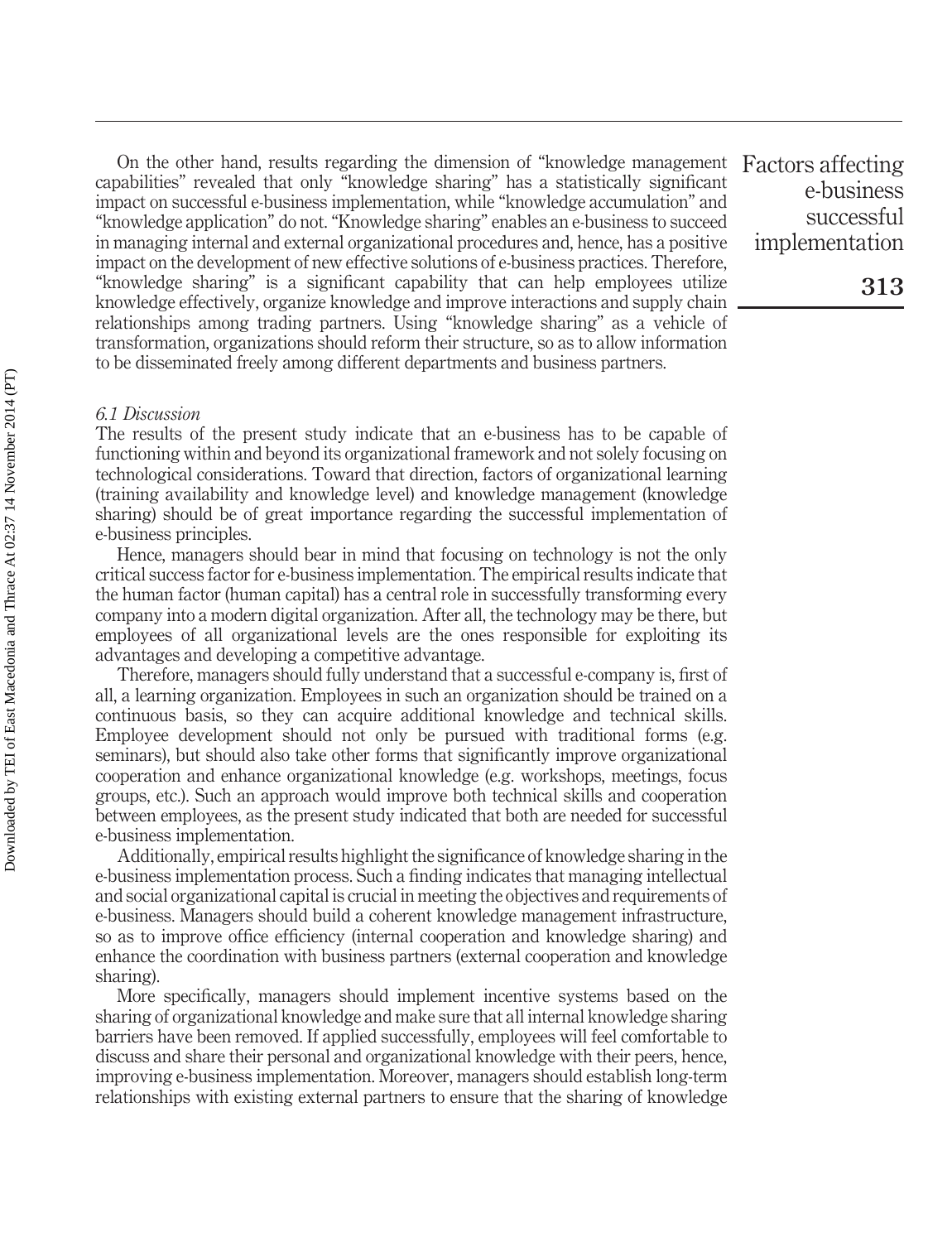On the other hand, results regarding the dimension of "knowledge management capabilities" revealed that only "knowledge sharing" has a statistically significant impact on successful e-business implementation, while "knowledge accumulation" and "knowledge application" do not. "Knowledge sharing" enables an e-business to succeed in managing internal and external organizational procedures and, hence, has a positive impact on the development of new effective solutions of e-business practices. Therefore, "knowledge sharing" is a significant capability that can help employees utilize knowledge effectively, organize knowledge and improve interactions and supply chain relationships among trading partners. Using "knowledge sharing" as a vehicle of transformation, organizations should reform their structure, so as to allow information to be disseminated freely among different departments and business partners.

### *6.1 Discussion*

The results of the present study indicate that an e-business has to be capable of functioning within and beyond its organizational framework and not solely focusing on technological considerations. Toward that direction, factors of organizational learning (training availability and knowledge level) and knowledge management (knowledge sharing) should be of great importance regarding the successful implementation of e-business principles.

Hence, managers should bear in mind that focusing on technology is not the only critical success factor for e-business implementation. The empirical results indicate that the human factor (human capital) has a central role in successfully transforming every company into a modern digital organization. After all, the technology may be there, but employees of all organizational levels are the ones responsible for exploiting its advantages and developing a competitive advantage.

Therefore, managers should fully understand that a successful e-company is, first of all, a learning organization. Employees in such an organization should be trained on a continuous basis, so they can acquire additional knowledge and technical skills. Employee development should not only be pursued with traditional forms (e.g. seminars), but should also take other forms that significantly improve organizational cooperation and enhance organizational knowledge (e.g. workshops, meetings, focus groups, etc.). Such an approach would improve both technical skills and cooperation between employees, as the present study indicated that both are needed for successful e-business implementation.

Additionally, empirical results highlight the significance of knowledge sharing in the e-business implementation process. Such a finding indicates that managing intellectual and social organizational capital is crucial in meeting the objectives and requirements of e-business. Managers should build a coherent knowledge management infrastructure, so as to improve office efficiency (internal cooperation and knowledge sharing) and enhance the coordination with business partners (external cooperation and knowledge sharing).

More specifically, managers should implement incentive systems based on the sharing of organizational knowledge and make sure that all internal knowledge sharing barriers have been removed. If applied successfully, employees will feel comfortable to discuss and share their personal and organizational knowledge with their peers, hence, improving e-business implementation. Moreover, managers should establish long-term relationships with existing external partners to ensure that the sharing of knowledge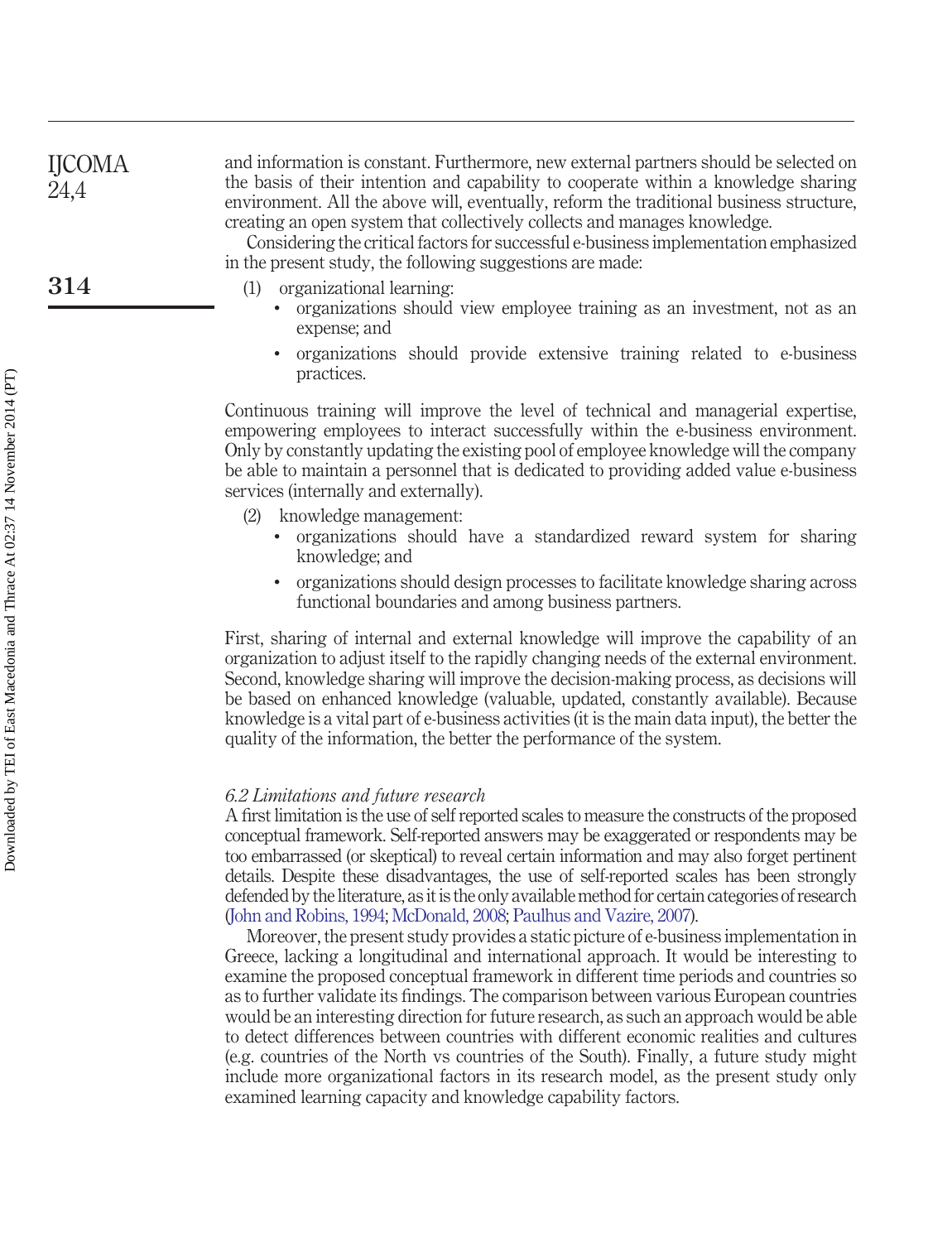and information is constant. Furthermore, new external partners should be selected on the basis of their intention and capability to cooperate within a knowledge sharing environment. All the above will, eventually, reform the traditional business structure, creating an open system that collectively collects and manages knowledge.

Considering the critical factors for successful e-business implementation emphasized in the present study, the following suggestions are made:

(1) organizational learning:
   - organizations should view employee training as an investment, not as an expense; and
   - organizations should provide extensive training related to e-business practices.

Continuous training will improve the level of technical and managerial expertise, empowering employees to interact successfully within the e-business environment. Only by constantly updating the existing pool of employee knowledge will the company be able to maintain a personnel that is dedicated to providing added value e-business services (internally and externally).

(2) knowledge management:
   - organizations should have a standardized reward system for sharing knowledge; and
   - organizations should design processes to facilitate knowledge sharing across functional boundaries and among business partners.

First, sharing of internal and external knowledge will improve the capability of an organization to adjust itself to the rapidly changing needs of the external environment. Second, knowledge sharing will improve the decision-making process, as decisions will be based on enhanced knowledge (valuable, updated, constantly available). Because knowledge is a vital part of e-business activities (it is the main data input), the better the quality of the information, the better the performance of the system.

### *6.2 Limitations and future research*

A first limitation is the use of self reported scales to measure the constructs of the proposed conceptual framework. Self-reported answers may be exaggerated or respondents may be too embarrassed (or skeptical) to reveal certain information and may also forget pertinent details. Despite these disadvantages, the use of self-reported scales has been strongly defended by the literature, as it is the only available method for certain categories of research (John and Robins, 1994; McDonald, 2008; Paulhus and Vazire, 2007).

Moreover, the present study provides a static picture of e-business implementation in Greece, lacking a longitudinal and international approach. It would be interesting to examine the proposed conceptual framework in different time periods and countries so as to further validate its findings. The comparison between various European countries would be an interesting direction for future research, as such an approach would be able to detect differences between countries with different economic realities and cultures (e.g. countries of the North vs countries of the South). Finally, a future study might include more organizational factors in its research model, as the present study only examined learning capacity and knowledge capability factors.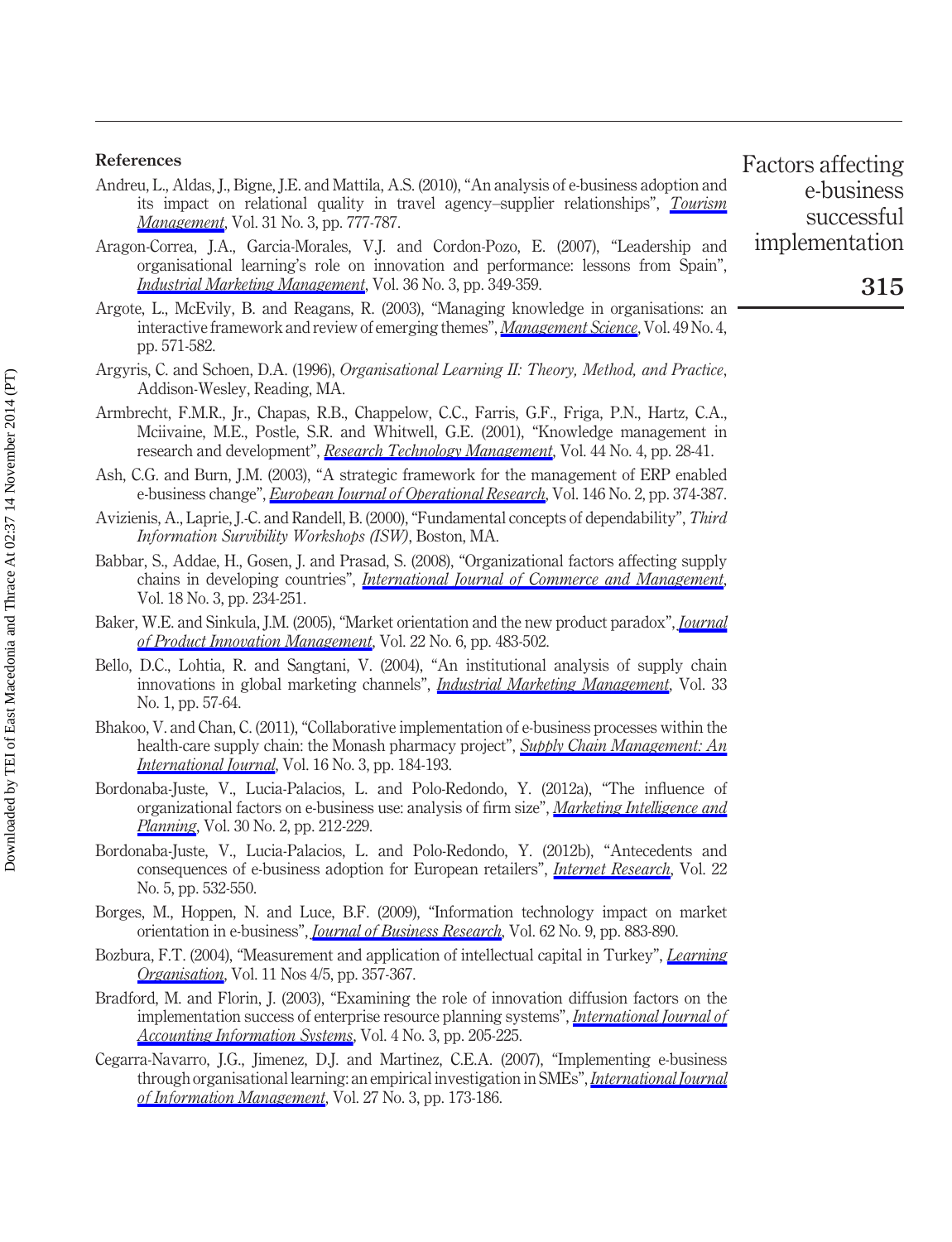## References

Andreu, L., Aldas, J., Bigne, J.E. and Mattila, A.S. (2010), "An analysis of e-business adoption and its impact on relational quality in travel agency–supplier relationships", *Tourism Management*, Vol. 31 No. 3, pp. 777-787.

Aragon-Correa, J.A., Garcia-Morales, V.J. and Cordon-Pozo, E. (2007), "Leadership and organisational learning's role on innovation and performance: lessons from Spain", *Industrial Marketing Management*, Vol. 36 No. 3, pp. 349-359.

Argote, L., McEvily, B. and Reagans, R. (2003), "Managing knowledge in organisations: an interactive framework and review of emerging themes", *Management Science*, Vol. 49 No. 4, pp. 571-582.

Argyris, C. and Schoen, D.A. (1996), *Organisational Learning II: Theory, Method, and Practice*, Addison-Wesley, Reading, MA.

Armbrecht, F.M.R., Jr., Chapas, R.B., Chappelow, C.C., Farris, G.F., Friga, P.N., Hartz, C.A., Mciivaine, M.E., Postle, S.R. and Whitwell, G.E. (2001), "Knowledge management in research and development", *Research Technology Management*, Vol. 44 No. 4, pp. 28-41.

Ash, C.G. and Burn, J.M. (2003), "A strategic framework for the management of ERP enabled e-business change", *European Journal of Operational Research*, Vol. 146 No. 2, pp. 374-387.

Avizienis, A., Laprie, J.-C. and Randell, B. (2000), "Fundamental concepts of dependability", *Third Information Survibility Workshops (ISW)*, Boston, MA.

Babbar, S., Addae, H., Gosen, J. and Prasad, S. (2008), "Organizational factors affecting supply chains in developing countries", *International Journal of Commerce and Management*, Vol. 18 No. 3, pp. 234-251.

Baker, W.E. and Sinkula, J.M. (2005), "Market orientation and the new product paradox", *Journal of Product Innovation Management*, Vol. 22 No. 6, pp. 483-502.

Bello, D.C., Lohtia, R. and Sangtani, V. (2004), "An institutional analysis of supply chain innovations in global marketing channels", *Industrial Marketing Management*, Vol. 33 No. 1, pp. 57-64.

Bhakoo, V. and Chan, C. (2011), "Collaborative implementation of e-business processes within the health-care supply chain: the Monash pharmacy project", *Supply Chain Management: An International Journal*, Vol. 16 No. 3, pp. 184-193.

Bordonaba-Juste, V., Lucia-Palacios, L. and Polo-Redondo, Y. (2012a), "The influence of organizational factors on e-business use: analysis of firm size", *Marketing Intelligence and Planning*, Vol. 30 No. 2, pp. 212-229.

Bordonaba-Juste, V., Lucia-Palacios, L. and Polo-Redondo, Y. (2012b), "Antecedents and consequences of e-business adoption for European retailers", *Internet Research*, Vol. 22 No. 5, pp. 532-550.

Borges, M., Hoppen, N. and Luce, B.F. (2009), "Information technology impact on market orientation in e-business", *Journal of Business Research*, Vol. 62 No. 9, pp. 883-890.

Bozbura, F.T. (2004), "Measurement and application of intellectual capital in Turkey", *Learning Organisation*, Vol. 11 Nos 4/5, pp. 357-367.

Bradford, M. and Florin, J. (2003), "Examining the role of innovation diffusion factors on the implementation success of enterprise resource planning systems", *International Journal of Accounting Information Systems*, Vol. 4 No. 3, pp. 205-225.

Cegarra-Navarro, J.G., Jimenez, D.J. and Martinez, C.E.A. (2007), "Implementing e-business through organisational learning: an empirical investigation in SMEs", *International Journal of Information Management*, Vol. 27 No. 3, pp. 173-186.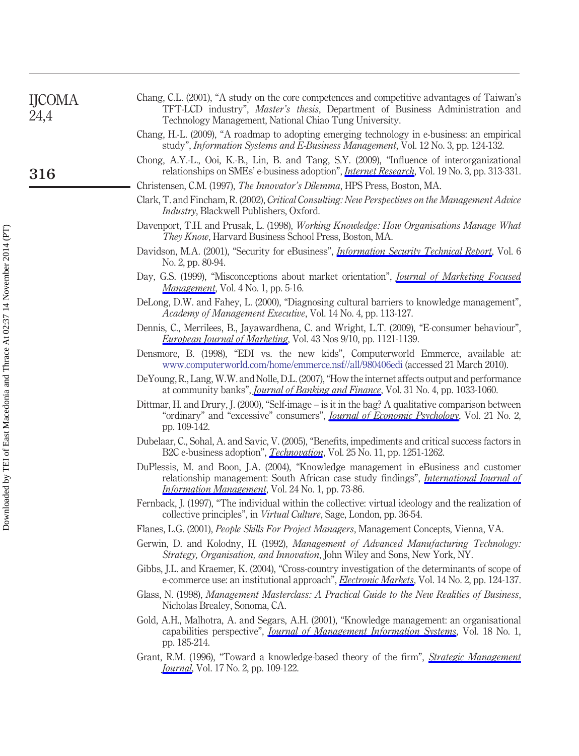Chang, C.L. (2001), "A study on the core competences and competitive advantages of Taiwan's TFT-LCD industry", *Master's thesis*, Department of Business Administration and Technology Management, National Chiao Tung University.

Chang, H.-L. (2009), "A roadmap to adopting emerging technology in e-business: an empirical study", *Information Systems and E-Business Management*, Vol. 12 No. 3, pp. 124-132.

Chong, A.Y.-L., Ooi, K.-B., Lin, B. and Tang, S.Y. (2009), "Influence of interorganizational relationships on SMEs' e-business adoption", *Internet Research*, Vol. 19 No. 3, pp. 313-331.

Christensen, C.M. (1997), *The Innovator's Dilemma*, HPS Press, Boston, MA.

Clark, T. and Fincham, R. (2002), *Critical Consulting: New Perspectives on the Management Advice Industry*, Blackwell Publishers, Oxford.

Davenport, T.H. and Prusak, L. (1998), *Working Knowledge: How Organisations Manage What They Know*, Harvard Business School Press, Boston, MA.

Davidson, M.A. (2001), "Security for eBusiness", *Information Security Technical Report*, Vol. 6 No. 2, pp. 80-94.

Day, G.S. (1999), "Misconceptions about market orientation", *Journal of Marketing Focused Management*, Vol. 4 No. 1, pp. 5-16.

DeLong, D.W. and Fahey, L. (2000), "Diagnosing cultural barriers to knowledge management", *Academy of Management Executive*, Vol. 14 No. 4, pp. 113-127.

Dennis, C., Merrilees, B., Jayawardhena, C. and Wright, L.T. (2009), "E-consumer behaviour", *European Journal of Marketing*, Vol. 43 Nos 9/10, pp. 1121-1139.

Densmore, B. (1998), "EDI vs. the new kids", Computerworld Emmerce, available at: www.computerworld.com/home/emmerce.nsf//all/980406edi (accessed 21 March 2010).

DeYoung, R., Lang, W.W. and Nolle, D.L. (2007), "How the internet affects output and performance at community banks", *Journal of Banking and Finance*, Vol. 31 No. 4, pp. 1033-1060.

Dittmar, H. and Drury, J. (2000), "Self-image – is it in the bag? A qualitative comparison between "ordinary" and "excessive" consumers", *Journal of Economic Psychology*, Vol. 21 No. 2, pp. 109-142.

Dubelaar, C., Sohal, A. and Savic, V. (2005), "Benefits, impediments and critical success factors in B2C e-business adoption", *Technovation*, Vol. 25 No. 11, pp. 1251-1262.

DuPlessis, M. and Boon, J.A. (2004), "Knowledge management in eBusiness and customer relationship management: South African case study findings", *International Journal of Information Management*, Vol. 24 No. 1, pp. 73-86.

Fernback, J. (1997), "The individual within the collective: virtual ideology and the realization of collective principles", in *Virtual Culture*, Sage, London, pp. 36-54.

Flanes, L.G. (2001), *People Skills For Project Managers*, Management Concepts, Vienna, VA.

Gerwin, D. and Kolodny, H. (1992), *Management of Advanced Manufacturing Technology: Strategy, Organisation, and Innovation*, John Wiley and Sons, New York, NY.

Gibbs, J.L. and Kraemer, K. (2004), "Cross-country investigation of the determinants of scope of e-commerce use: an institutional approach", *Electronic Markets*, Vol. 14 No. 2, pp. 124-137.

Glass, N. (1998), *Management Masterclass: A Practical Guide to the New Realities of Business*, Nicholas Brealey, Sonoma, CA.

Gold, A.H., Malhotra, A. and Segars, A.H. (2001), "Knowledge management: an organisational capabilities perspective", *Journal of Management Information Systems*, Vol. 18 No. 1, pp. 185-214.

Grant, R.M. (1996), "Toward a knowledge-based theory of the firm", *Strategic Management Journal*, Vol. 17 No. 2, pp. 109-122.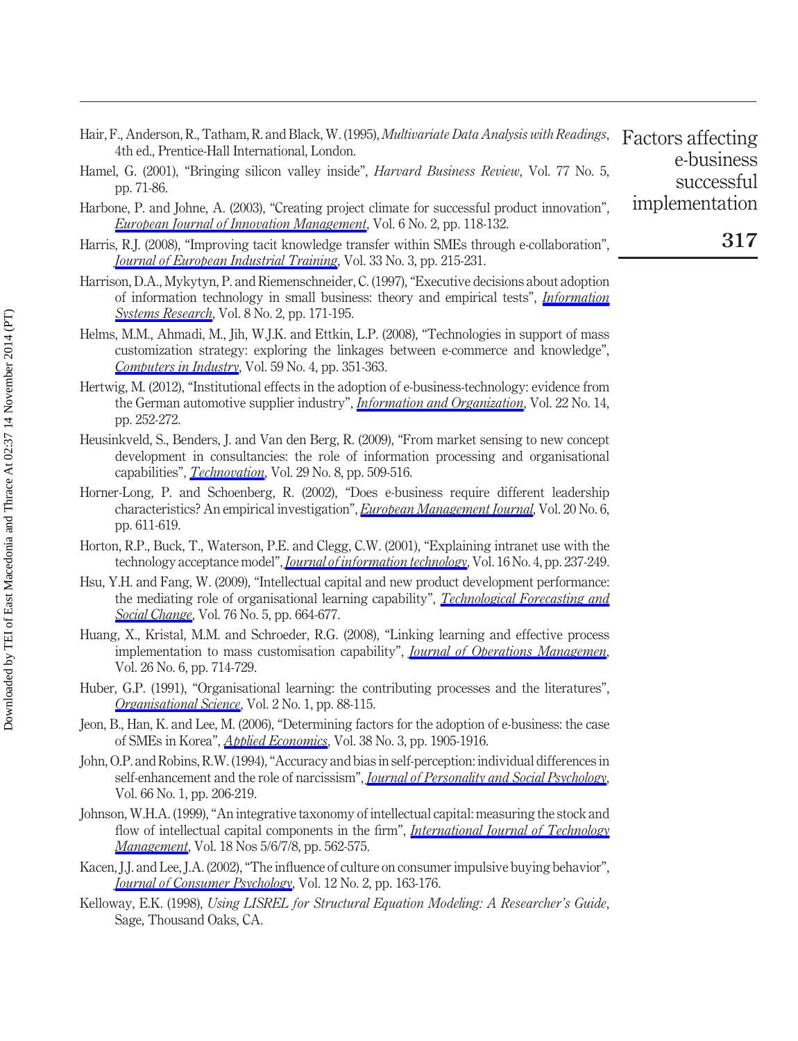Hair, F., Anderson, R., Tatham, R. and Black, W. (1995), *Multivariate Data Analysis with Readings*, 4th ed., Prentice-Hall International, London.

Hamel, G. (2001), "Bringing silicon valley inside", *Harvard Business Review*, Vol. 77 No. 5, pp. 71-86.

Harbone, P. and Johne, A. (2003), "Creating project climate for successful product innovation", *European Journal of Innovation Management*, Vol. 6 No. 2, pp. 118-132.

Harris, R.J. (2008), "Improving tacit knowledge transfer within SMEs through e-collaboration", *Journal of European Industrial Training*, Vol. 33 No. 3, pp. 215-231.

Harrison, D.A., Mykytyn, P. and Riemenschneider, C. (1997), "Executive decisions about adoption of information technology in small business: theory and empirical tests", *Information Systems Research*, Vol. 8 No. 2, pp. 171-195.

Helms, M.M., Ahmadi, M., Jih, W.J.K. and Ettkin, L.P. (2008), "Technologies in support of mass customization strategy: exploring the linkages between e-commerce and knowledge", *Computers in Industry*, Vol. 59 No. 4, pp. 351-363.

Hertwig, M. (2012), "Institutional effects in the adoption of e-business-technology: evidence from the German automotive supplier industry", *Information and Organization*, Vol. 22 No. 14, pp. 252-272.

Heusinkveld, S., Benders, J. and Van den Berg, R. (2009), "From market sensing to new concept development in consultancies: the role of information processing and organisational capabilities", *Technovation*, Vol. 29 No. 8, pp. 509-516.

Horner-Long, P. and Schoenberg, R. (2002), "Does e-business require different leadership characteristics? An empirical investigation", *European Management Journal*, Vol. 20 No. 6, pp. 611-619.

Horton, R.P., Buck, T., Waterson, P.E. and Clegg, C.W. (2001), "Explaining intranet use with the technology acceptance model", *Journal of information technology*, Vol. 16 No. 4, pp. 237-249.

Hsu, Y.H. and Fang, W. (2009), "Intellectual capital and new product development performance: the mediating role of organisational learning capability", *Technological Forecasting and Social Change*, Vol. 76 No. 5, pp. 664-677.

Huang, X., Kristal, M.M. and Schroeder, R.G. (2008), "Linking learning and effective process implementation to mass customisation capability", *Journal of Operations Managemen*, Vol. 26 No. 6, pp. 714-729.

Huber, G.P. (1991), "Organisational learning: the contributing processes and the literatures", *Organisational Science*, Vol. 2 No. 1, pp. 88-115.

Jeon, B., Han, K. and Lee, M. (2006), "Determining factors for the adoption of e-business: the case of SMEs in Korea", *Applied Economics*, Vol. 38 No. 3, pp. 1905-1916.

John, O.P. and Robins, R.W. (1994), "Accuracy and bias in self-perception: individual differences in self-enhancement and the role of narcissism", *Journal of Personality and Social Psychology*, Vol. 66 No. 1, pp. 206-219.

Johnson, W.H.A. (1999), "An integrative taxonomy of intellectual capital: measuring the stock and flow of intellectual capital components in the firm", *International Journal of Technology Management*, Vol. 18 Nos 5/6/7/8, pp. 562-575.

Kacen, J.J. and Lee, J.A. (2002), "The influence of culture on consumer impulsive buying behavior", *Journal of Consumer Psychology*, Vol. 12 No. 2, pp. 163-176.

Kelloway, E.K. (1998), *Using LISREL for Structural Equation Modeling: A Researcher's Guide*, Sage, Thousand Oaks, CA.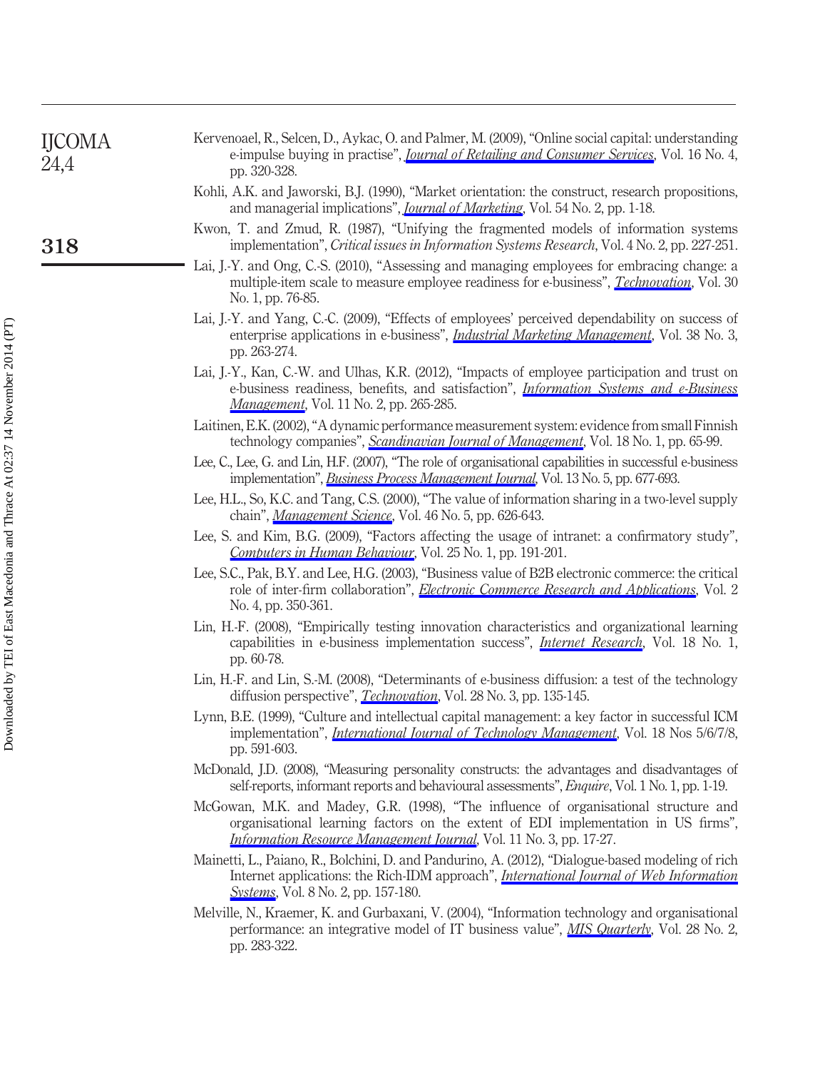Kervenoael, R., Selcen, D., Aykac, O. and Palmer, M. (2009), "Online social capital: understanding e-impulse buying in practise", *Journal of Retailing and Consumer Services*, Vol. 16 No. 4, pp. 320-328.

Kohli, A.K. and Jaworski, B.J. (1990), "Market orientation: the construct, research propositions, and managerial implications", *Journal of Marketing*, Vol. 54 No. 2, pp. 1-18.

Kwon, T. and Zmud, R. (1987), "Unifying the fragmented models of information systems implementation", *Critical issues in Information Systems Research*, Vol. 4 No. 2, pp. 227-251.

Lai, J.-Y. and Ong, C.-S. (2010), "Assessing and managing employees for embracing change: a multiple-item scale to measure employee readiness for e-business", *Technovation*, Vol. 30 No. 1, pp. 76-85.

Lai, J.-Y. and Yang, C.-C. (2009), "Effects of employees' perceived dependability on success of enterprise applications in e-business", *Industrial Marketing Management*, Vol. 38 No. 3, pp. 263-274.

Lai, J.-Y., Kan, C.-W. and Ulhas, K.R. (2012), "Impacts of employee participation and trust on e-business readiness, benefits, and satisfaction", *Information Systems and e-Business Management*, Vol. 11 No. 2, pp. 265-285.

Laitinen, E.K. (2002), "A dynamic performance measurement system: evidence from small Finnish technology companies", *Scandinavian Journal of Management*, Vol. 18 No. 1, pp. 65-99.

Lee, C., Lee, G. and Lin, H.F. (2007), "The role of organisational capabilities in successful e-business implementation", *Business Process Management Journal*, Vol. 13 No. 5, pp. 677-693.

Lee, H.L., So, K.C. and Tang, C.S. (2000), "The value of information sharing in a two-level supply chain", *Management Science*, Vol. 46 No. 5, pp. 626-643.

Lee, S. and Kim, B.G. (2009), "Factors affecting the usage of intranet: a confirmatory study", *Computers in Human Behaviour*, Vol. 25 No. 1, pp. 191-201.

Lee, S.C., Pak, B.Y. and Lee, H.G. (2003), "Business value of B2B electronic commerce: the critical role of inter-firm collaboration", *Electronic Commerce Research and Applications*, Vol. 2 No. 4, pp. 350-361.

Lin, H.-F. (2008), "Empirically testing innovation characteristics and organizational learning capabilities in e-business implementation success", *Internet Research*, Vol. 18 No. 1, pp. 60-78.

Lin, H.-F. and Lin, S.-M. (2008), "Determinants of e-business diffusion: a test of the technology diffusion perspective", *Technovation*, Vol. 28 No. 3, pp. 135-145.

Lynn, B.E. (1999), "Culture and intellectual capital management: a key factor in successful ICM implementation", *International Journal of Technology Management*, Vol. 18 Nos 5/6/7/8, pp. 591-603.

McDonald, J.D. (2008), "Measuring personality constructs: the advantages and disadvantages of self-reports, informant reports and behavioural assessments", *Enquire*, Vol. 1 No. 1, pp. 1-19.

McGowan, M.K. and Madey, G.R. (1998), "The influence of organisational structure and organisational learning factors on the extent of EDI implementation in US firms", *Information Resource Management Journal*, Vol. 11 No. 3, pp. 17-27.

Mainetti, L., Paiano, R., Bolchini, D. and Pandurino, A. (2012), "Dialogue-based modeling of rich Internet applications: the Rich-IDM approach", *International Journal of Web Information Systems*, Vol. 8 No. 2, pp. 157-180.

Melville, N., Kraemer, K. and Gurbaxani, V. (2004), "Information technology and organisational performance: an integrative model of IT business value", *MIS Quarterly*, Vol. 28 No. 2, pp. 283-322.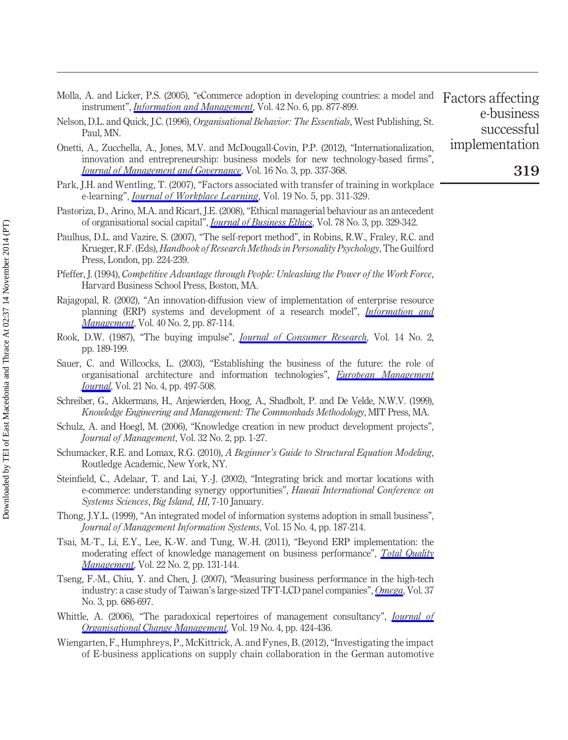Molla, A. and Licker, P.S. (2005), "eCommerce adoption in developing countries: a model and instrument", *Information and Management*, Vol. 42 No. 6, pp. 877-899.

Nelson, D.L. and Quick, J.C. (1996), *Organisational Behavior: The Essentials*, West Publishing, St. Paul, MN.

Onetti, A., Zucchella, A., Jones, M.V. and McDougall-Covin, P.P. (2012), "Internationalization, innovation and entrepreneurship: business models for new technology-based firms", *Journal of Management and Governance*, Vol. 16 No. 3, pp. 337-368.

Park, J.H. and Wentling, T. (2007), "Factors associated with transfer of training in workplace e-learning", *Journal of Workplace Learning*, Vol. 19 No. 5, pp. 311-329.

Pastoriza, D., Arino, M.A. and Ricart, J.E. (2008), "Ethical managerial behaviour as an antecedent of organisational social capital", *Journal of Business Ethics*, Vol. 78 No. 3, pp. 329-342.

Paulhus, D.L. and Vazire, S. (2007), "The self-report method", in Robins, R.W., Fraley, R.C. and Krueger, R.F. (Eds), *Handbook of Research Methods in Personality Psychology*, The Guilford Press, London, pp. 224-239.

Pfeffer, J. (1994), *Competitive Advantage through People: Unleashing the Power of the Work Force*, Harvard Business School Press, Boston, MA.

Rajagopal, R. (2002), "An innovation-diffusion view of implementation of enterprise resource planning (ERP) systems and development of a research model", *Information and Management*, Vol. 40 No. 2, pp. 87-114.

Rook, D.W. (1987), "The buying impulse", *Journal of Consumer Research*, Vol. 14 No. 2, pp. 189-199.

Sauer, C. and Willcocks, L. (2003), "Establishing the business of the future: the role of organisational architecture and information technologies", *European Management Journal*, Vol. 21 No. 4, pp. 497-508.

Schreiber, G., Akkermans, H., Anjewierden, Hoog, A., Shadbolt, P. and De Velde, N.W.V. (1999), *Knowledge Engineering and Management: The Commonkads Methodology*, MIT Press, MA.

Schulz, A. and Hoegl, M. (2006), "Knowledge creation in new product development projects", *Journal of Management*, Vol. 32 No. 2, pp. 1-27.

Schumacker, R.E. and Lomax, R.G. (2010), *A Beginner's Guide to Structural Equation Modeling*, Routledge Academic, New York, NY.

Steinfield, C., Adelaar, T. and Lai, Y.-J. (2002), "Integrating brick and mortar locations with e-commerce: understanding synergy opportunities", *Hawaii International Conference on Systems Sciences*, *Big Island, HI*, 7-10 January.

Thong, J.Y.L. (1999), "An integrated model of information systems adoption in small business", *Journal of Management Information Systems*, Vol. 15 No. 4, pp. 187-214.

Tsai, M.-T., Li, E.Y., Lee, K.-W. and Tung, W.-H. (2011), "Beyond ERP implementation: the moderating effect of knowledge management on business performance", *Total Quality Management*, Vol. 22 No. 2, pp. 131-144.

Tseng, F.-M., Chiu, Y. and Chen, J. (2007), "Measuring business performance in the high-tech industry: a case study of Taiwan's large-sized TFT-LCD panel companies", *Omega*, Vol. 37 No. 3, pp. 686-697.

Whittle, A. (2006), "The paradoxical repertoires of management consultancy", *Journal of Organisational Change Management*, Vol. 19 No. 4, pp. 424-436.

Wiengarten, F., Humphreys, P., McKittrick, A. and Fynes, B. (2012), "Investigating the impact of E-business applications on supply chain collaboration in the German automotive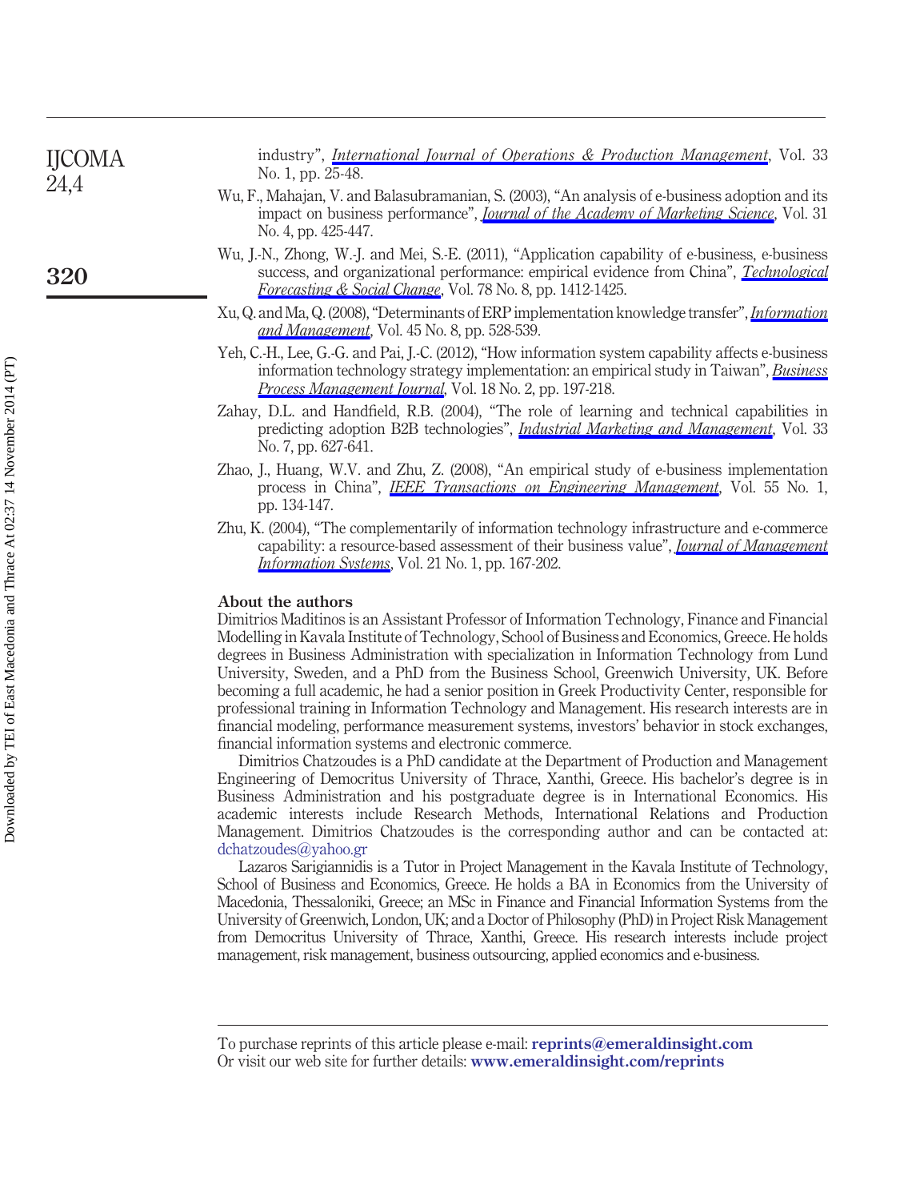industry", *International Journal of Operations & Production Management*, Vol. 33 No. 1, pp. 25-48.

Wu, F., Mahajan, V. and Balasubramanian, S. (2003), "An analysis of e-business adoption and its impact on business performance", *Journal of the Academy of Marketing Science*, Vol. 31 No. 4, pp. 425-447.

Wu, J.-N., Zhong, W.-J. and Mei, S.-E. (2011), "Application capability of e-business, e-business success, and organizational performance: empirical evidence from China", *Technological Forecasting & Social Change*, Vol. 78 No. 8, pp. 1412-1425.

Xu, Q. and Ma, Q. (2008), "Determinants of ERP implementation knowledge transfer", *Information and Management*, Vol. 45 No. 8, pp. 528-539.

Yeh, C.-H., Lee, G.-G. and Pai, J.-C. (2012), "How information system capability affects e-business information technology strategy implementation: an empirical study in Taiwan", *Business Process Management Journal*, Vol. 18 No. 2, pp. 197-218.

Zahay, D.L. and Handfield, R.B. (2004), "The role of learning and technical capabilities in predicting adoption B2B technologies", *Industrial Marketing and Management*, Vol. 33 No. 7, pp. 627-641.

Zhao, J., Huang, W.V. and Zhu, Z. (2008), "An empirical study of e-business implementation process in China", *IEEE Transactions on Engineering Management*, Vol. 55 No. 1, pp. 134-147.

Zhu, K. (2004), "The complementarily of information technology infrastructure and e-commerce capability: a resource-based assessment of their business value", *Journal of Management Information Systems*, Vol. 21 No. 1, pp. 167-202.

## About the authors

Dimitrios Maditinos is an Assistant Professor of Information Technology, Finance and Financial Modelling in Kavala Institute of Technology, School of Business and Economics, Greece. He holds degrees in Business Administration with specialization in Information Technology from Lund University, Sweden, and a PhD from the Business School, Greenwich University, UK. Before becoming a full academic, he had a senior position in Greek Productivity Center, responsible for professional training in Information Technology and Management. His research interests are in financial modeling, performance measurement systems, investors' behavior in stock exchanges, financial information systems and electronic commerce.

Dimitrios Chatzoudes is a PhD candidate at the Department of Production and Management Engineering of Democritus University of Thrace, Xanthi, Greece. His bachelor's degree is in Business Administration and his postgraduate degree is in International Economics. His academic interests include Research Methods, International Relations and Production Management. Dimitrios Chatzoudes is the corresponding author and can be contacted at: dchatzoudes@yahoo.gr

Lazaros Sarigiannidis is a Tutor in Project Management in the Kavala Institute of Technology, School of Business and Economics, Greece. He holds a BA in Economics from the University of Macedonia, Thessaloniki, Greece; an MSc in Finance and Financial Information Systems from the University of Greenwich, London, UK; and a Doctor of Philosophy (PhD) in Project Risk Management from Democritus University of Thrace, Xanthi, Greece. His research interests include project management, risk management, business outsourcing, applied economics and e-business.

To purchase reprints of this article please e-mail: **reprints@emeraldinsight.com**
Or visit our web site for further details: **www.emeraldinsight.com/reprints**